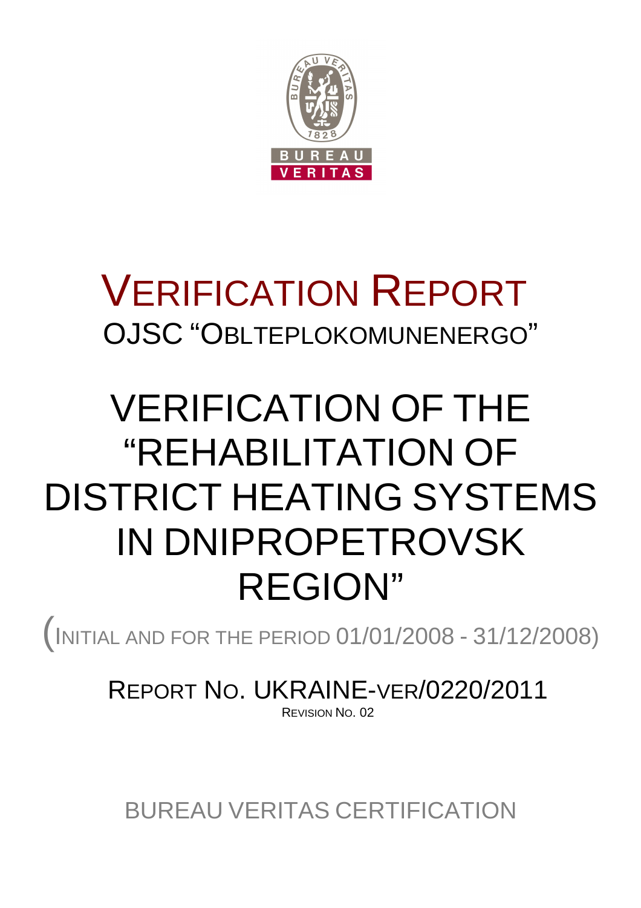# VERIFICATION REPORT

OJSC "OBLTEPLOKOMUNENERGO"

# VERIFICATION OF THE "REHABILITATION OF DISTRICT HEATING SYSTEMS IN DNIPROPETROVSK REGION"

(INITIAL AND FOR THE PERIOD 01/01/2008 - 31/12/2008)

REPORT NO. UKRAINE-VER/0220/2011

REVISION NO. 02

BUREAU VERITAS CERTIFICATION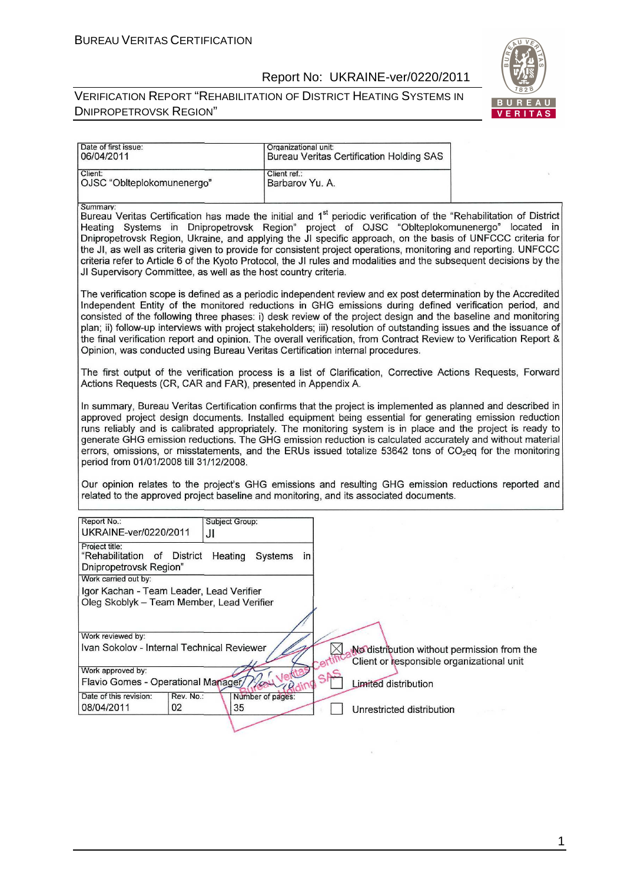| Date of first issue: 06/04/2011 | Organizational unit: Bureau Veritas Certification Holding SAS |
|---|---|
| Client: OJSC "Oblteplokomunenergo" | Client ref.: Barbarov Yu. A. |

Summary:

Bureau Veritas Certification has made the initial and 1st periodic verification of the "Rehabilitation of District Heating Systems in Dnipropetrovsk Region" project of OJSC "Oblteplokomunenergo" located in Dnipropetrovsk Region, Ukraine, and applying the JI specific approach, on the basis of UNFCCC criteria for the JI, as well as criteria given to provide for consistent project operations, monitoring and reporting. UNFCCC criteria refer to Article 6 of the Kyoto Protocol, the JI rules and modalities and the subsequent decisions by the JI Supervisory Committee, as well as the host country criteria.

The verification scope is defined as a periodic independent review and ex post determination by the Accredited Independent Entity of the monitored reductions in GHG emissions during defined verification period, and consisted of the following three phases: i) desk review of the project design and the baseline and monitoring plan; ii) follow-up interviews with project stakeholders; iii) resolution of outstanding issues and the issuance of the final verification report and opinion. The overall verification, from Contract Review to Verification Report & Opinion, was conducted using Bureau Veritas Certification internal procedures.

The first output of the verification process is a list of Clarification, Corrective Actions Requests, Forward Actions Requests (CR, CAR and FAR), presented in Appendix A.

In summary, Bureau Veritas Certification confirms that the project is implemented as planned and described in approved project design documents. Installed equipment being essential for generating emission reduction runs reliably and is calibrated appropriately. The monitoring system is in place and the project is ready to generate GHG emission reductions. The GHG emission reduction is calculated accurately and without material errors, omissions, or misstatements, and the ERUs issued totalize 53642 tons of $CO_2$eq for the monitoring period from 01/01/2008 till 31/12/2008.

Our opinion relates to the project's GHG emissions and resulting GHG emission reductions reported and related to the approved project baseline and monitoring, and its associated documents.

| Report No.: UKRAINE-ver/0220/2011 | Subject Group: JI | |
|---|---|---|
| Project title: "Rehabilitation of District Heating Systems in Dnipropetrovsk Region" | | |
| Work carried out by: Igor Kachan - Team Leader, Lead Verifier; Oleg Skoblyk – Team Member, Lead Verifier | | |
| Work reviewed by: Ivan Sokolov - Internal Technical Reviewer | | |
| Work approved by: Flavio Gomes - Operational Manager | | |
| Date of this revision: 08/04/2011 | Rev. No.: 02 | Number of pages: 35 |

☒ No distribution without permission from the Client or responsible organizational unit

☐ Limited distribution

☐ Unrestricted distribution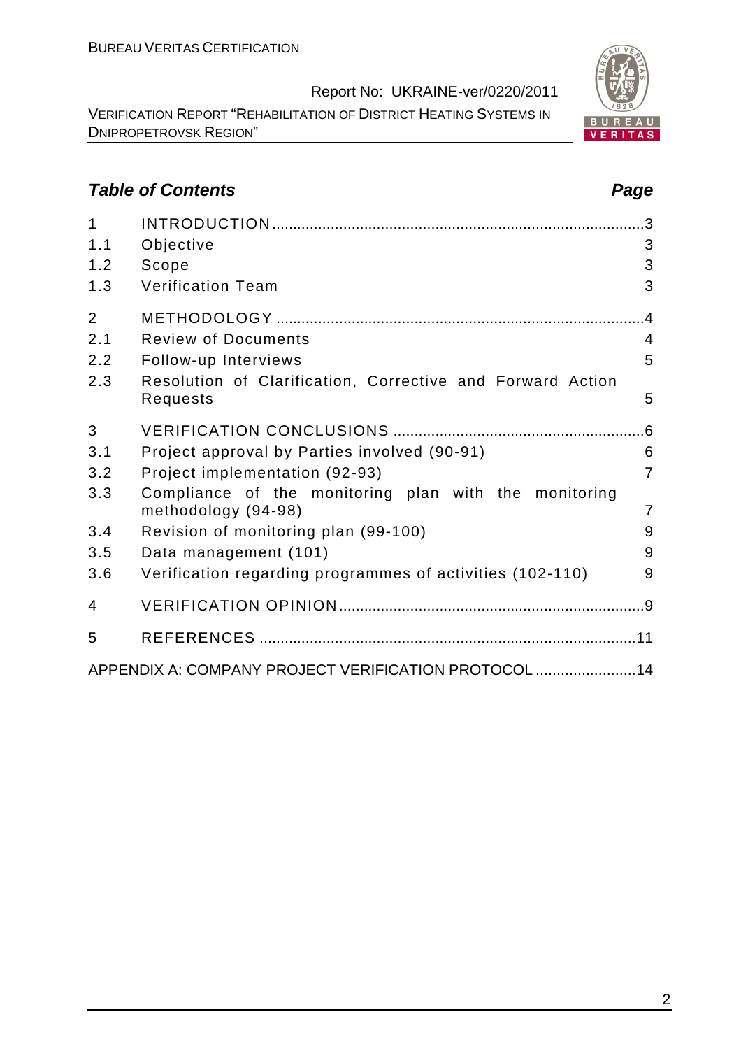## *Table of Contents* *Page*

| | | |
|---|---|---|
| 1 | INTRODUCTION | 3 |
| 1.1 | Objective | 3 |
| 1.2 | Scope | 3 |
| 1.3 | Verification Team | 3 |
| 2 | METHODOLOGY | 4 |
| 2.1 | Review of Documents | 4 |
| 2.2 | Follow-up Interviews | 5 |
| 2.3 | Resolution of Clarification, Corrective and Forward Action Requests | 5 |
| 3 | VERIFICATION CONCLUSIONS | 6 |
| 3.1 | Project approval by Parties involved (90-91) | 6 |
| 3.2 | Project implementation (92-93) | 7 |
| 3.3 | Compliance of the monitoring plan with the monitoring methodology (94-98) | 7 |
| 3.4 | Revision of monitoring plan (99-100) | 9 |
| 3.5 | Data management (101) | 9 |
| 3.6 | Verification regarding programmes of activities (102-110) | 9 |
| 4 | VERIFICATION OPINION | 9 |
| 5 | REFERENCES | 11 |
| | APPENDIX A: COMPANY PROJECT VERIFICATION PROTOCOL | 14 |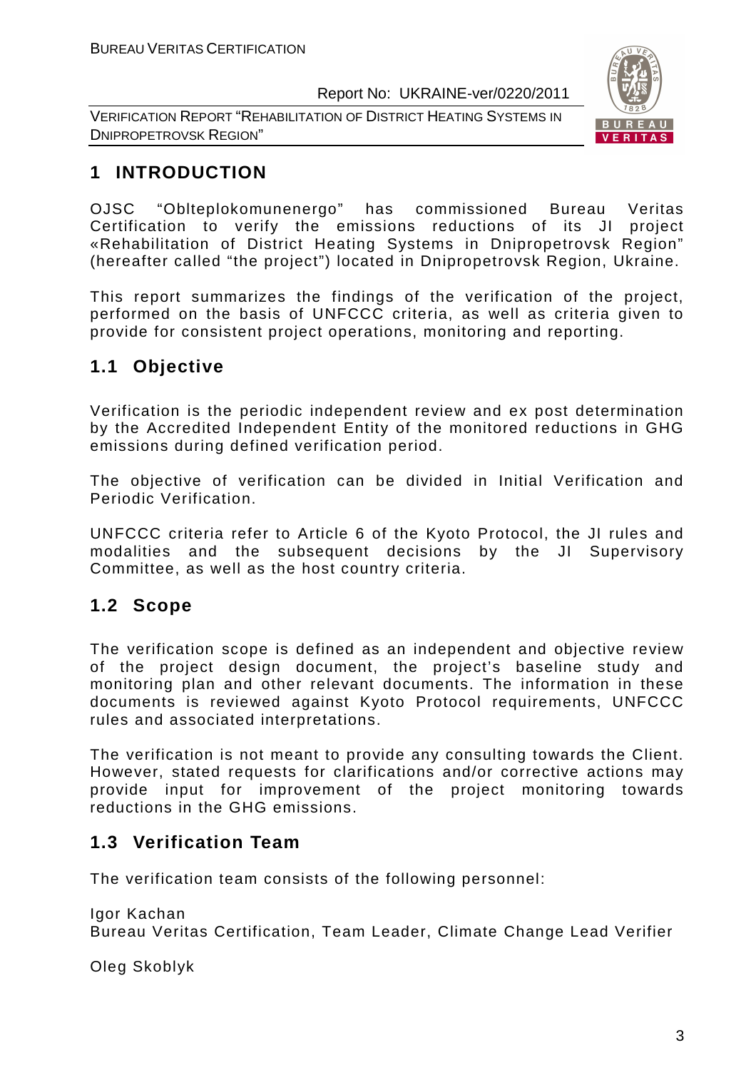# 1 INTRODUCTION

OJSC "Oblteplokomunenergo" has commissioned Bureau Veritas Certification to verify the emissions reductions of its JI project «Rehabilitation of District Heating Systems in Dnipropetrovsk Region" (hereafter called "the project") located in Dnipropetrovsk Region, Ukraine.

This report summarizes the findings of the verification of the project, performed on the basis of UNFCCC criteria, as well as criteria given to provide for consistent project operations, monitoring and reporting.

## 1.1 Objective

Verification is the periodic independent review and ex post determination by the Accredited Independent Entity of the monitored reductions in GHG emissions during defined verification period.

The objective of verification can be divided in Initial Verification and Periodic Verification.

UNFCCC criteria refer to Article 6 of the Kyoto Protocol, the JI rules and modalities and the subsequent decisions by the JI Supervisory Committee, as well as the host country criteria.

## 1.2 Scope

The verification scope is defined as an independent and objective review of the project design document, the project's baseline study and monitoring plan and other relevant documents. The information in these documents is reviewed against Kyoto Protocol requirements, UNFCCC rules and associated interpretations.

The verification is not meant to provide any consulting towards the Client. However, stated requests for clarifications and/or corrective actions may provide input for improvement of the project monitoring towards reductions in the GHG emissions.

## 1.3 Verification Team

The verification team consists of the following personnel:

Igor Kachan
Bureau Veritas Certification, Team Leader, Climate Change Lead Verifier

Oleg Skoblyk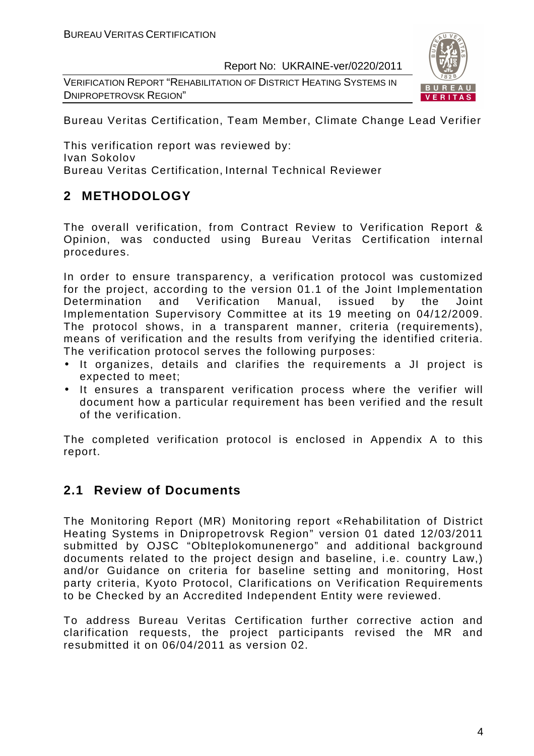Bureau Veritas Certification, Team Member, Climate Change Lead Verifier

This verification report was reviewed by:
Ivan Sokolov
Bureau Veritas Certification, Internal Technical Reviewer

## 2 METHODOLOGY

The overall verification, from Contract Review to Verification Report & Opinion, was conducted using Bureau Veritas Certification internal procedures.

In order to ensure transparency, a verification protocol was customized for the project, according to the version 01.1 of the Joint Implementation Determination and Verification Manual, issued by the Joint Implementation Supervisory Committee at its 19 meeting on 04/12/2009. The protocol shows, in a transparent manner, criteria (requirements), means of verification and the results from verifying the identified criteria. The verification protocol serves the following purposes:

- It organizes, details and clarifies the requirements a JI project is expected to meet;
- It ensures a transparent verification process where the verifier will document how a particular requirement has been verified and the result of the verification.

The completed verification protocol is enclosed in Appendix A to this report.

### 2.1 Review of Documents

The Monitoring Report (MR) Monitoring report «Rehabilitation of District Heating Systems in Dnipropetrovsk Region" version 01 dated 12/03/2011 submitted by OJSC "Oblteplokomunenergo" and additional background documents related to the project design and baseline, i.e. country Law,) and/or Guidance on criteria for baseline setting and monitoring, Host party criteria, Kyoto Protocol, Clarifications on Verification Requirements to be Checked by an Accredited Independent Entity were reviewed.

To address Bureau Veritas Certification further corrective action and clarification requests, the project participants revised the MR and resubmitted it on 06/04/2011 as version 02.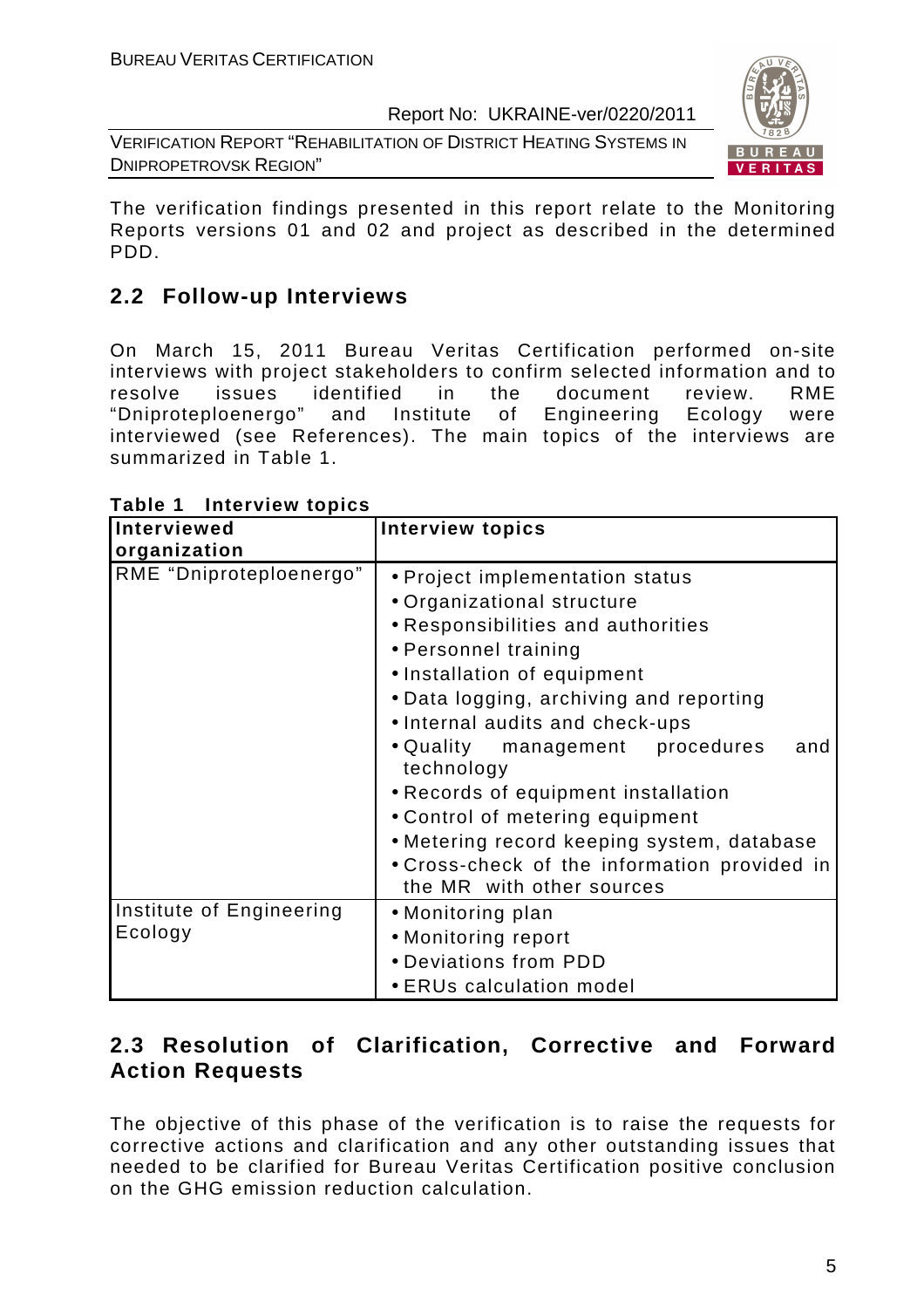The verification findings presented in this report relate to the Monitoring Reports versions 01 and 02 and project as described in the determined PDD.

## 2.2 Follow-up Interviews

On March 15, 2011 Bureau Veritas Certification performed on-site interviews with project stakeholders to confirm selected information and to resolve issues identified in the document review. RME "Dniproteploenergo" and Institute of Engineering Ecology were interviewed (see References). The main topics of the interviews are summarized in Table 1.

**Table 1 Interview topics**

| Interviewed organization | Interview topics |
|---|---|
| RME "Dniproteploenergo" | • Project implementation status<br>• Organizational structure<br>• Responsibilities and authorities<br>• Personnel training<br>• Installation of equipment<br>• Data logging, archiving and reporting<br>• Internal audits and check-ups<br>• Quality management procedures and technology<br>• Records of equipment installation<br>• Control of metering equipment<br>• Metering record keeping system, database<br>• Cross-check of the information provided in the MR with other sources |
| Institute of Engineering Ecology | • Monitoring plan<br>• Monitoring report<br>• Deviations from PDD<br>• ERUs calculation model |

## 2.3 Resolution of Clarification, Corrective and Forward Action Requests

The objective of this phase of the verification is to raise the requests for corrective actions and clarification and any other outstanding issues that needed to be clarified for Bureau Veritas Certification positive conclusion on the GHG emission reduction calculation.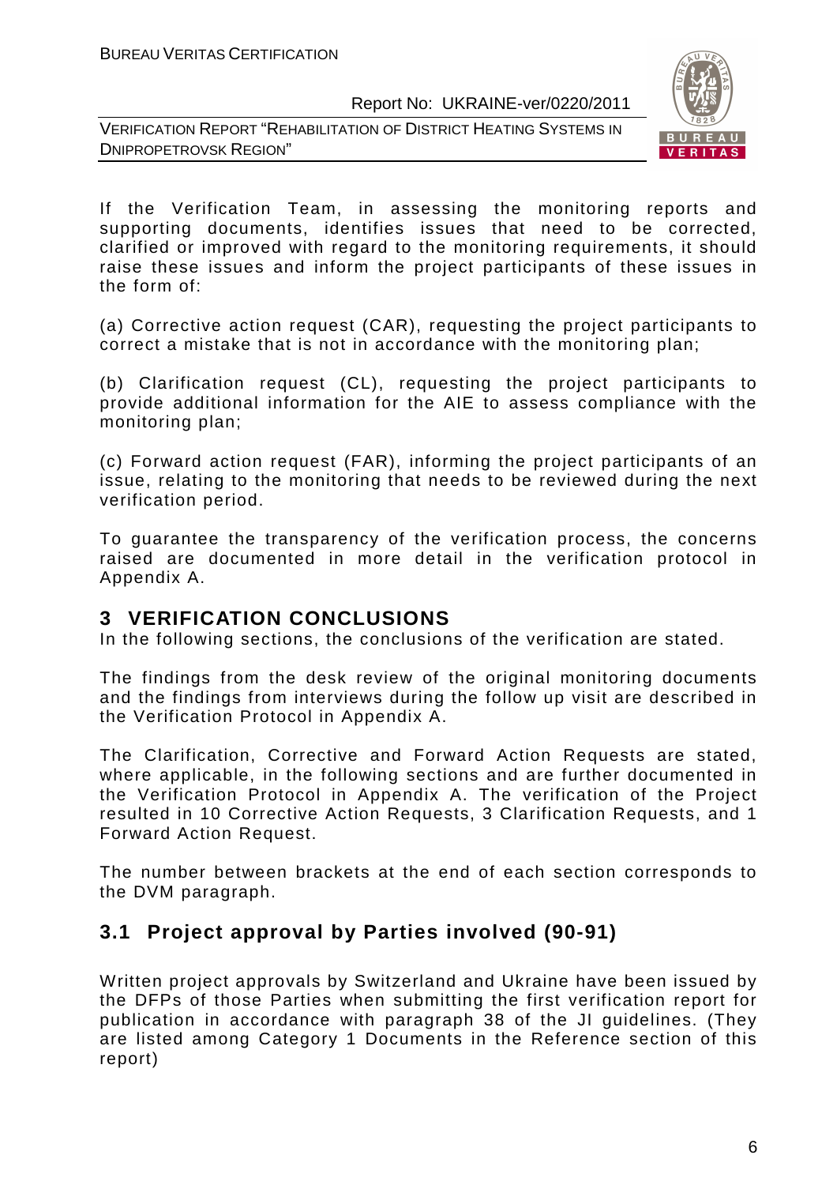If the Verification Team, in assessing the monitoring reports and supporting documents, identifies issues that need to be corrected, clarified or improved with regard to the monitoring requirements, it should raise these issues and inform the project participants of these issues in the form of:

(a) Corrective action request (CAR), requesting the project participants to correct a mistake that is not in accordance with the monitoring plan;

(b) Clarification request (CL), requesting the project participants to provide additional information for the AIE to assess compliance with the monitoring plan;

(c) Forward action request (FAR), informing the project participants of an issue, relating to the monitoring that needs to be reviewed during the next verification period.

To guarantee the transparency of the verification process, the concerns raised are documented in more detail in the verification protocol in Appendix A.

# 3 VERIFICATION CONCLUSIONS

In the following sections, the conclusions of the verification are stated.

The findings from the desk review of the original monitoring documents and the findings from interviews during the follow up visit are described in the Verification Protocol in Appendix A.

The Clarification, Corrective and Forward Action Requests are stated, where applicable, in the following sections and are further documented in the Verification Protocol in Appendix A. The verification of the Project resulted in 10 Corrective Action Requests, 3 Clarification Requests, and 1 Forward Action Request.

The number between brackets at the end of each section corresponds to the DVM paragraph.

## 3.1 Project approval by Parties involved (90-91)

Written project approvals by Switzerland and Ukraine have been issued by the DFPs of those Parties when submitting the first verification report for publication in accordance with paragraph 38 of the JI guidelines. (They are listed among Category 1 Documents in the Reference section of this report)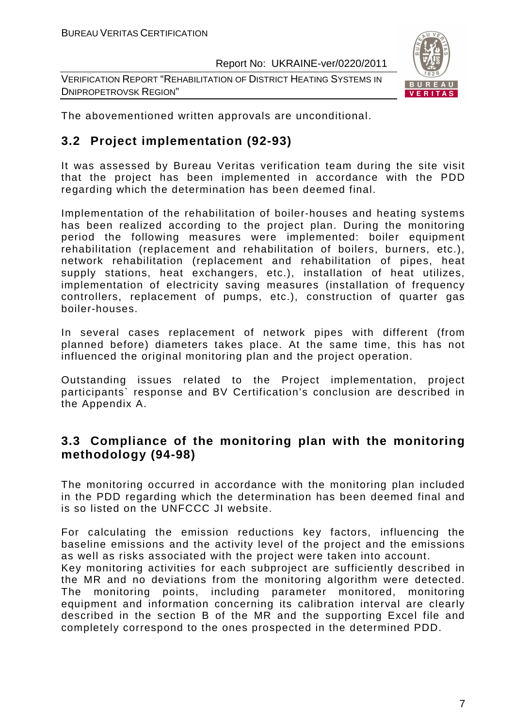The abovementioned written approvals are unconditional.

## 3.2 Project implementation (92-93)

It was assessed by Bureau Veritas verification team during the site visit that the project has been implemented in accordance with the PDD regarding which the determination has been deemed final.

Implementation of the rehabilitation of boiler-houses and heating systems has been realized according to the project plan. During the monitoring period the following measures were implemented: boiler equipment rehabilitation (replacement and rehabilitation of boilers, burners, etc.), network rehabilitation (replacement and rehabilitation of pipes, heat supply stations, heat exchangers, etc.), installation of heat utilizes, implementation of electricity saving measures (installation of frequency controllers, replacement of pumps, etc.), construction of quarter gas boiler-houses.

In several cases replacement of network pipes with different (from planned before) diameters takes place. At the same time, this has not influenced the original monitoring plan and the project operation.

Outstanding issues related to the Project implementation, project participants` response and BV Certification's conclusion are described in the Appendix A.

## 3.3 Compliance of the monitoring plan with the monitoring methodology (94-98)

The monitoring occurred in accordance with the monitoring plan included in the PDD regarding which the determination has been deemed final and is so listed on the UNFCCC JI website.

For calculating the emission reductions key factors, influencing the baseline emissions and the activity level of the project and the emissions as well as risks associated with the project were taken into account.
Key monitoring activities for each subproject are sufficiently described in the MR and no deviations from the monitoring algorithm were detected. The monitoring points, including parameter monitored, monitoring equipment and information concerning its calibration interval are clearly described in the section B of the MR and the supporting Excel file and completely correspond to the ones prospected in the determined PDD.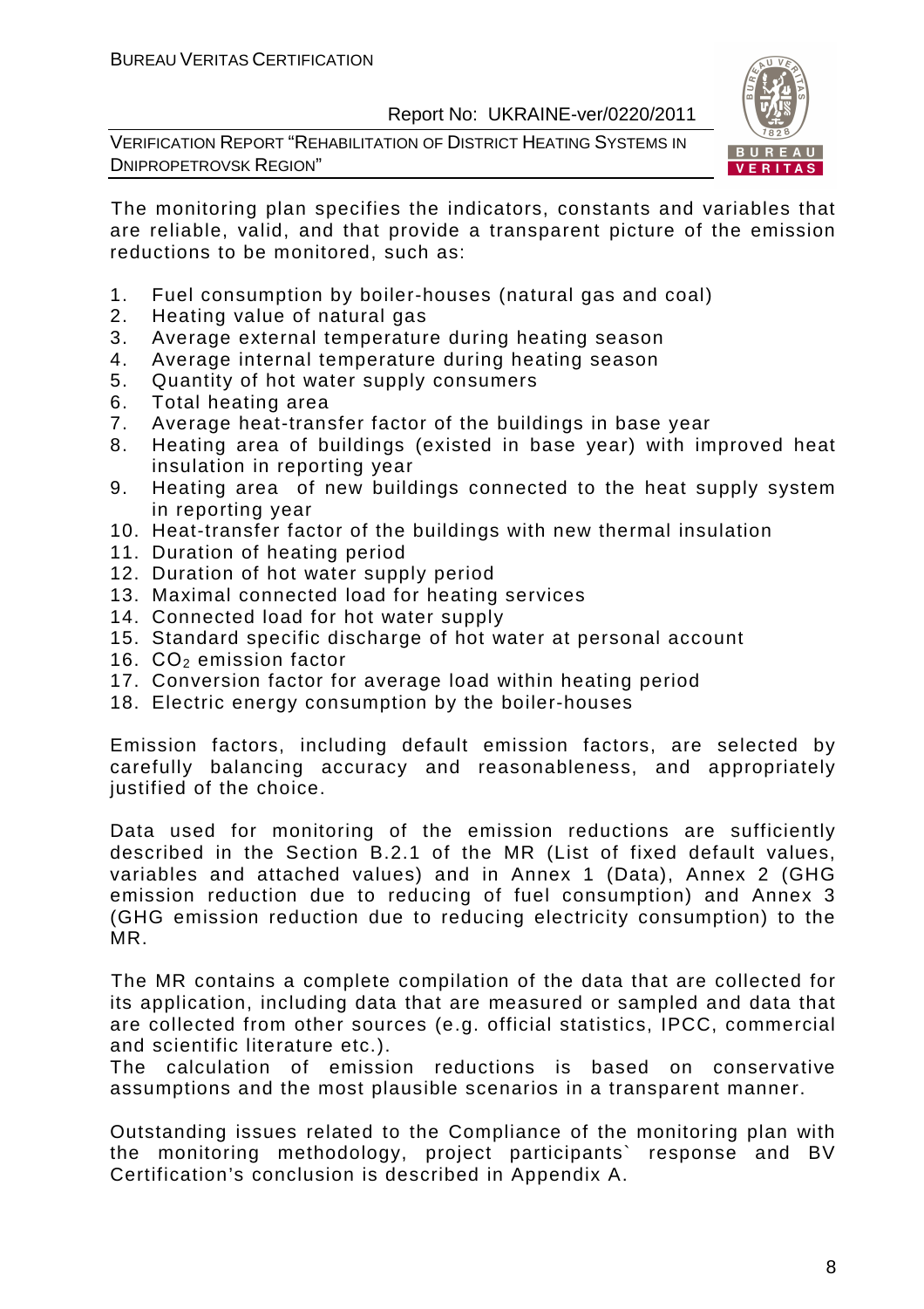The monitoring plan specifies the indicators, constants and variables that are reliable, valid, and that provide a transparent picture of the emission reductions to be monitored, such as:

1. Fuel consumption by boiler-houses (natural gas and coal)
2. Heating value of natural gas
3. Average external temperature during heating season
4. Average internal temperature during heating season
5. Quantity of hot water supply consumers
6. Total heating area
7. Average heat-transfer factor of the buildings in base year
8. Heating area of buildings (existed in base year) with improved heat insulation in reporting year
9. Heating area of new buildings connected to the heat supply system in reporting year
10. Heat-transfer factor of the buildings with new thermal insulation
11. Duration of heating period
12. Duration of hot water supply period
13. Maximal connected load for heating services
14. Connected load for hot water supply
15. Standard specific discharge of hot water at personal account
16. $CO_2$ emission factor
17. Conversion factor for average load within heating period
18. Electric energy consumption by the boiler-houses

Emission factors, including default emission factors, are selected by carefully balancing accuracy and reasonableness, and appropriately justified of the choice.

Data used for monitoring of the emission reductions are sufficiently described in the Section B.2.1 of the MR (List of fixed default values, variables and attached values) and in Annex 1 (Data), Annex 2 (GHG emission reduction due to reducing of fuel consumption) and Annex 3 (GHG emission reduction due to reducing electricity consumption) to the MR.

The MR contains a complete compilation of the data that are collected for its application, including data that are measured or sampled and data that are collected from other sources (e.g. official statistics, IPCC, commercial and scientific literature etc.).
The calculation of emission reductions is based on conservative assumptions and the most plausible scenarios in a transparent manner.

Outstanding issues related to the Compliance of the monitoring plan with the monitoring methodology, project participants` response and BV Certification's conclusion is described in Appendix A.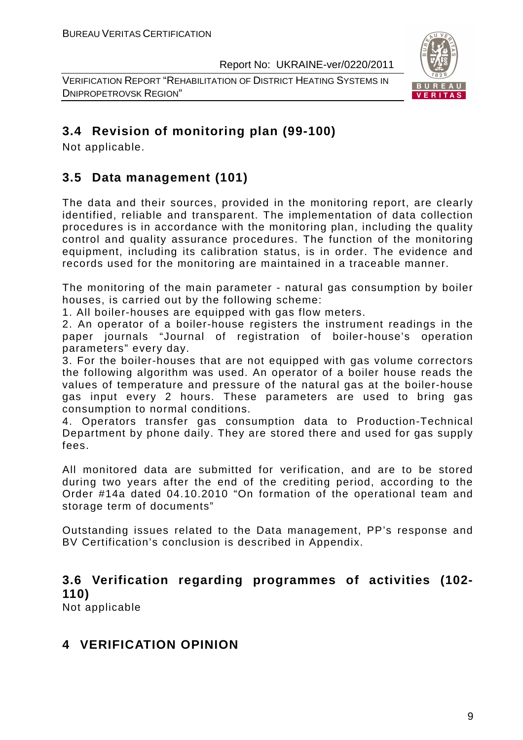## 3.4 Revision of monitoring plan (99-100)

Not applicable.

## 3.5 Data management (101)

The data and their sources, provided in the monitoring report, are clearly identified, reliable and transparent. The implementation of data collection procedures is in accordance with the monitoring plan, including the quality control and quality assurance procedures. The function of the monitoring equipment, including its calibration status, is in order. The evidence and records used for the monitoring are maintained in a traceable manner.

The monitoring of the main parameter - natural gas consumption by boiler houses, is carried out by the following scheme:

1. All boiler-houses are equipped with gas flow meters.
2. An operator of a boiler-house registers the instrument readings in the paper journals "Journal of registration of boiler-house's operation parameters" every day.
3. For the boiler-houses that are not equipped with gas volume correctors the following algorithm was used. An operator of a boiler house reads the values of temperature and pressure of the natural gas at the boiler-house gas input every 2 hours. These parameters are used to bring gas consumption to normal conditions.
4. Operators transfer gas consumption data to Production-Technical Department by phone daily. They are stored there and used for gas supply fees.

All monitored data are submitted for verification, and are to be stored during two years after the end of the crediting period, according to the Order #14a dated 04.10.2010 "On formation of the operational team and storage term of documents"

Outstanding issues related to the Data management, PP's response and BV Certification's conclusion is described in Appendix.

## 3.6 Verification regarding programmes of activities (102-110)

Not applicable

# 4 VERIFICATION OPINION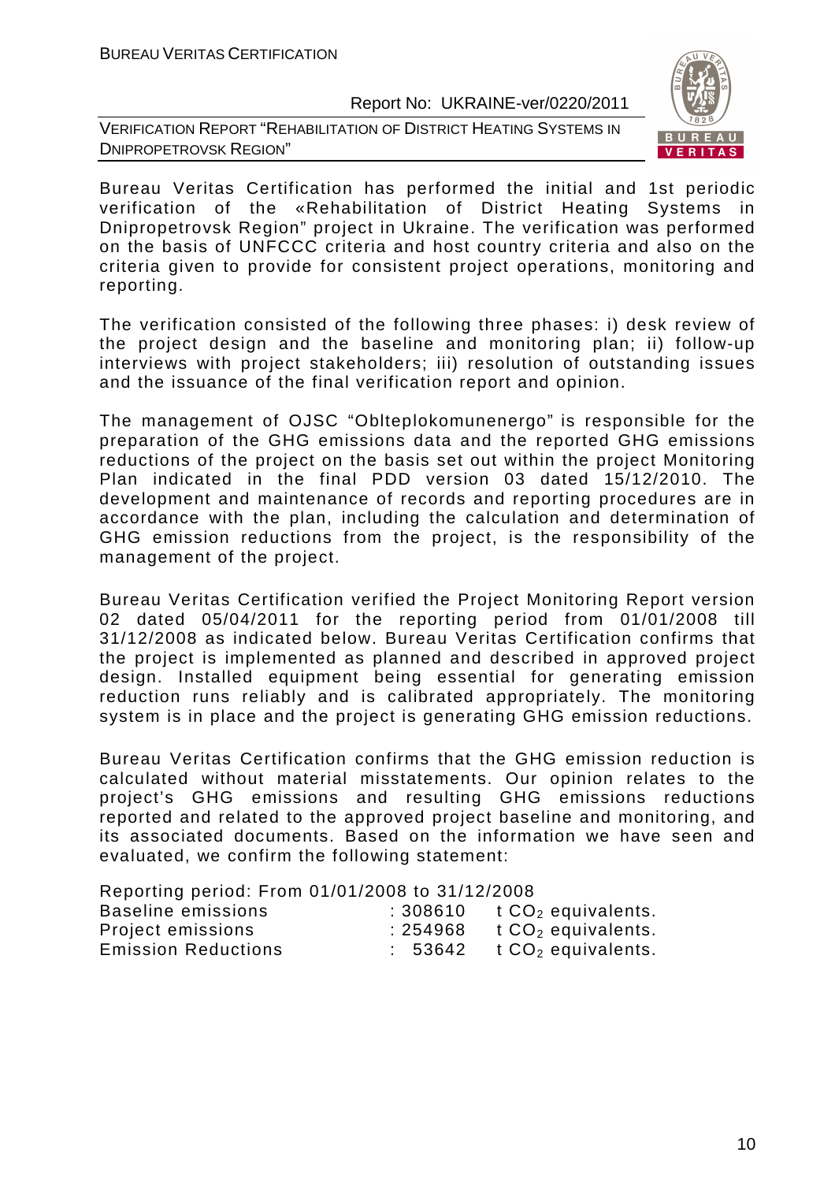Bureau Veritas Certification has performed the initial and 1st periodic verification of the «Rehabilitation of District Heating Systems in Dnipropetrovsk Region" project in Ukraine. The verification was performed on the basis of UNFCCC criteria and host country criteria and also on the criteria given to provide for consistent project operations, monitoring and reporting.

The verification consisted of the following three phases: i) desk review of the project design and the baseline and monitoring plan; ii) follow-up interviews with project stakeholders; iii) resolution of outstanding issues and the issuance of the final verification report and opinion.

The management of OJSC "Oblteplokomunenergo" is responsible for the preparation of the GHG emissions data and the reported GHG emissions reductions of the project on the basis set out within the project Monitoring Plan indicated in the final PDD version 03 dated 15/12/2010. The development and maintenance of records and reporting procedures are in accordance with the plan, including the calculation and determination of GHG emission reductions from the project, is the responsibility of the management of the project.

Bureau Veritas Certification verified the Project Monitoring Report version 02 dated 05/04/2011 for the reporting period from 01/01/2008 till 31/12/2008 as indicated below. Bureau Veritas Certification confirms that the project is implemented as planned and described in approved project design. Installed equipment being essential for generating emission reduction runs reliably and is calibrated appropriately. The monitoring system is in place and the project is generating GHG emission reductions.

Bureau Veritas Certification confirms that the GHG emission reduction is calculated without material misstatements. Our opinion relates to the project's GHG emissions and resulting GHG emissions reductions reported and related to the approved project baseline and monitoring, and its associated documents. Based on the information we have seen and evaluated, we confirm the following statement:

Reporting period: From 01/01/2008 to 31/12/2008

| | | |
|---|---|---|
| Baseline emissions | : 308610 | t $CO_2$ equivalents. |
| Project emissions | : 254968 | t $CO_2$ equivalents. |
| Emission Reductions | : 53642 | t $CO_2$ equivalents. |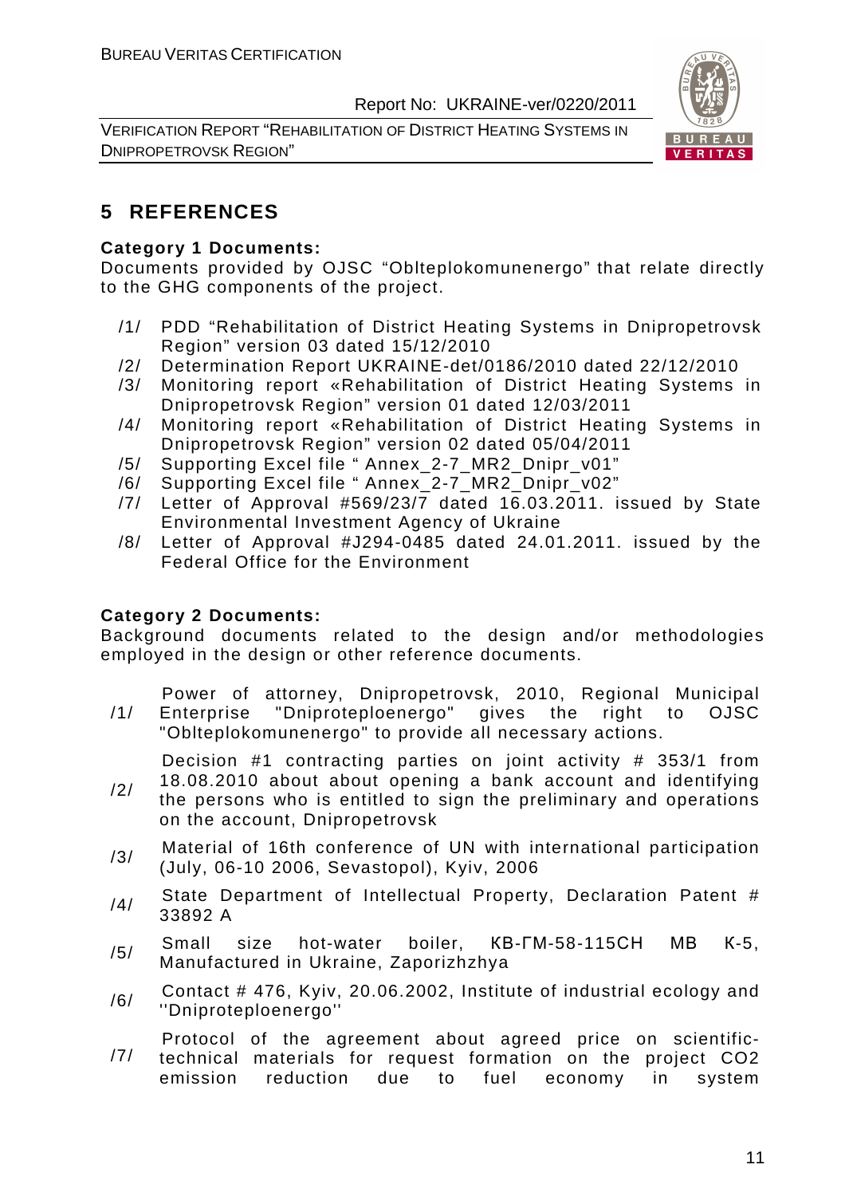## 5 REFERENCES

**Category 1 Documents:**
Documents provided by OJSC "Oblteplokomunenergo" that relate directly to the GHG components of the project.

/1/ PDD "Rehabilitation of District Heating Systems in Dnipropetrovsk Region" version 03 dated 15/12/2010
/2/ Determination Report UKRAINE-det/0186/2010 dated 22/12/2010
/3/ Monitoring report «Rehabilitation of District Heating Systems in Dnipropetrovsk Region" version 01 dated 12/03/2011
/4/ Monitoring report «Rehabilitation of District Heating Systems in Dnipropetrovsk Region" version 02 dated 05/04/2011
/5/ Supporting Excel file " Annex_2-7_MR2_Dnipr_v01"
/6/ Supporting Excel file " Annex_2-7_MR2_Dnipr_v02"
/7/ Letter of Approval #569/23/7 dated 16.03.2011. issued by State Environmental Investment Agency of Ukraine
/8/ Letter of Approval #J294-0485 dated 24.01.2011. issued by the Federal Office for the Environment

**Category 2 Documents:**
Background documents related to the design and/or methodologies employed in the design or other reference documents.

/1/ Power of attorney, Dnipropetrovsk, 2010, Regional Municipal Enterprise "Dniproteploenergo" gives the right to OJSC "Oblteplokomunenergo" to provide all necessary actions.
/2/ Decision #1 contracting parties on joint activity # 353/1 from 18.08.2010 about about opening a bank account and identifying the persons who is entitled to sign the preliminary and operations on the account, Dnipropetrovsk
/3/ Material of 16th conference of UN with international participation (July, 06-10 2006, Sevastopol), Kyiv, 2006
/4/ State Department of Intellectual Property, Declaration Patent # 33892 A
/5/ Small size hot-water boiler, КВ-ГМ-58-115СН МВ К-5, Manufactured in Ukraine, Zaporizhzhya
/6/ Contact # 476, Kyiv, 20.06.2002, Institute of industrial ecology and ''Dniproteploenergo''
/7/ Protocol of the agreement about agreed price on scientific-technical materials for request formation on the project CO2 emission reduction due to fuel economy in system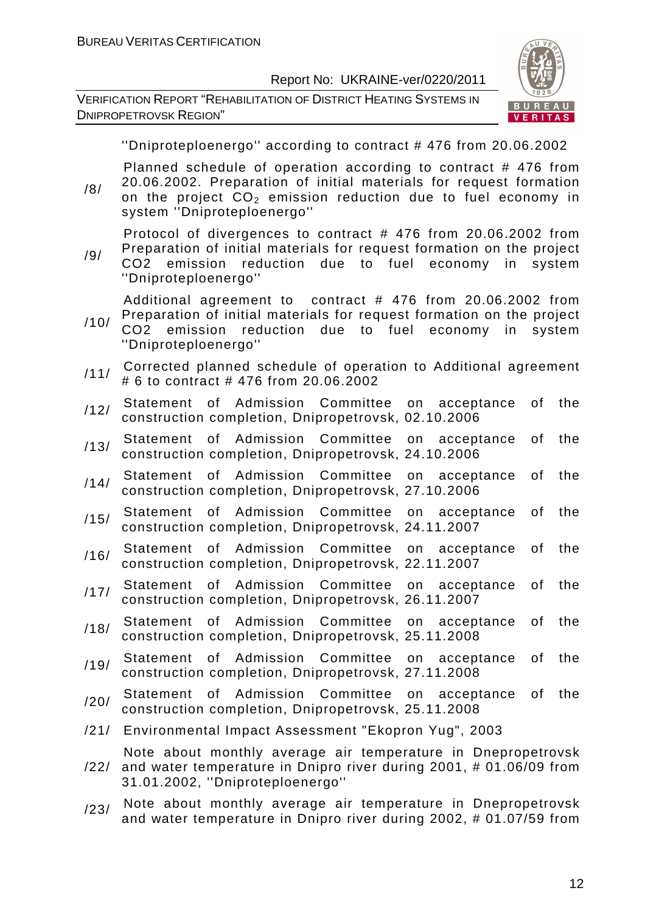''Dniproteploenergo'' according to contract # 476 from 20.06.2002

/8/ Planned schedule of operation according to contract # 476 from 20.06.2002. Preparation of initial materials for request formation on the project $CO_2$ emission reduction due to fuel economy in system ''Dniproteploenergo''

/9/ Protocol of divergences to contract # 476 from 20.06.2002 from Preparation of initial materials for request formation on the project CO2 emission reduction due to fuel economy in system ''Dniproteploenergo''

/10/ Additional agreement to contract # 476 from 20.06.2002 from Preparation of initial materials for request formation on the project CO2 emission reduction due to fuel economy in system ''Dniproteploenergo''

/11/ Corrected planned schedule of operation to Additional agreement # 6 to contract # 476 from 20.06.2002

/12/ Statement of Admission Committee on acceptance of the construction completion, Dnipropetrovsk, 02.10.2006

/13/ Statement of Admission Committee on acceptance of the construction completion, Dnipropetrovsk, 24.10.2006

/14/ Statement of Admission Committee on acceptance of the construction completion, Dnipropetrovsk, 27.10.2006

/15/ Statement of Admission Committee on acceptance of the construction completion, Dnipropetrovsk, 24.11.2007

/16/ Statement of Admission Committee on acceptance of the construction completion, Dnipropetrovsk, 22.11.2007

/17/ Statement of Admission Committee on acceptance of the construction completion, Dnipropetrovsk, 26.11.2007

/18/ Statement of Admission Committee on acceptance of the construction completion, Dnipropetrovsk, 25.11.2008

/19/ Statement of Admission Committee on acceptance of the construction completion, Dnipropetrovsk, 27.11.2008

/20/ Statement of Admission Committee on acceptance of the construction completion, Dnipropetrovsk, 25.11.2008

/21/ Environmental Impact Assessment "Ekopron Yug", 2003

/22/ Note about monthly average air temperature in Dnepropetrovsk and water temperature in Dnipro river during 2001, # 01.06/09 from 31.01.2002, ''Dniproteploenergo''

/23/ Note about monthly average air temperature in Dnepropetrovsk and water temperature in Dnipro river during 2002, # 01.07/59 from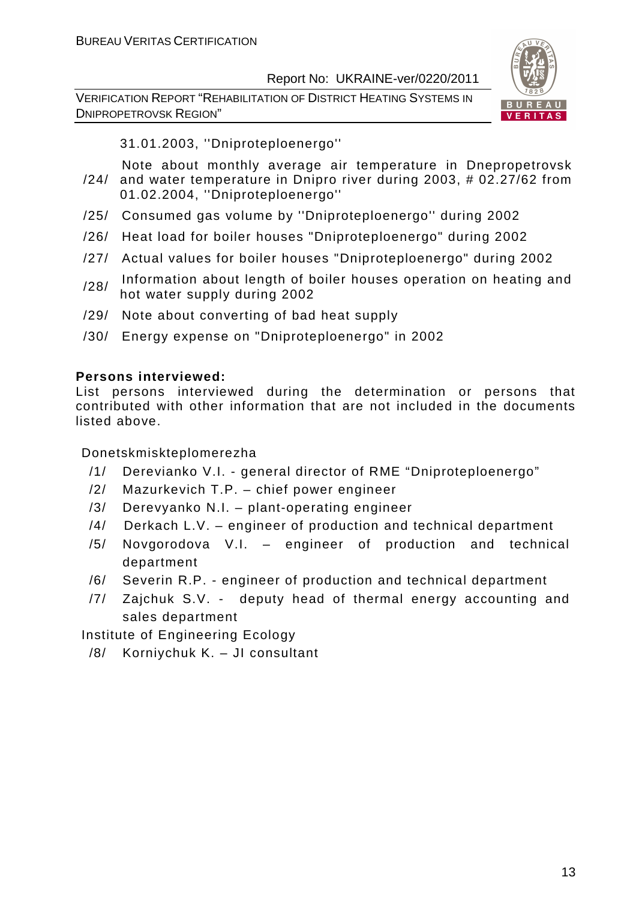31.01.2003, ''Dniproteploenergo''

/24/ Note about monthly average air temperature in Dnepropetrovsk and water temperature in Dnipro river during 2003, # 02.27/62 from 01.02.2004, ''Dniproteploenergo''

/25/ Consumed gas volume by ''Dniproteploenergo'' during 2002

/26/ Heat load for boiler houses "Dniproteploenergo" during 2002

/27/ Actual values for boiler houses "Dniproteploenergo" during 2002

/28/ Information about length of boiler houses operation on heating and hot water supply during 2002

/29/ Note about converting of bad heat supply

/30/ Energy expense on "Dniproteploenergo" in 2002

**Persons interviewed:**

List persons interviewed during the determination or persons that contributed with other information that are not included in the documents listed above.

Donetskmiskteplomerezha

/1/ Derevianko V.I. - general director of RME "Dniproteploenergo"

/2/ Mazurkevich T.P. – chief power engineer

/3/ Derevyanko N.I. – plant-operating engineer

/4/ Derkach L.V. – engineer of production and technical department

/5/ Novgorodova V.I. – engineer of production and technical department

/6/ Severin R.P. - engineer of production and technical department

/7/ Zajchuk S.V. - deputy head of thermal energy accounting and sales department

Institute of Engineering Ecology

/8/ Korniychuk K. – JI consultant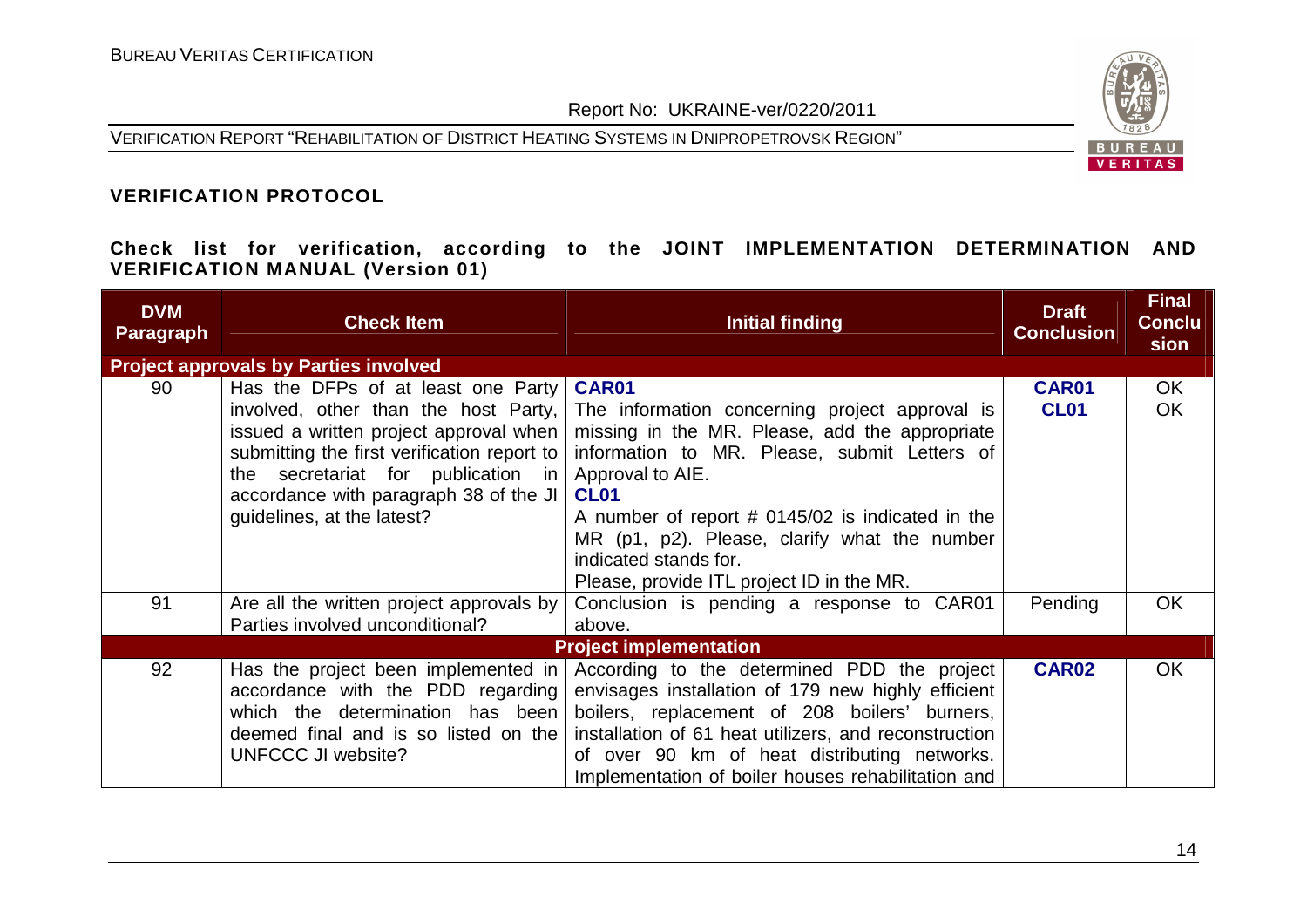## VERIFICATION PROTOCOL

### Check list for verification, according to the JOINT IMPLEMENTATION DETERMINATION AND VERIFICATION MANUAL (Version 01)

| DVM Paragraph | Check Item | Initial finding | Draft Conclusion | Final Conclusion |
|---|---|---|---|---|
| **Project approvals by Parties involved** | | | | |
| 90 | Has the DFPs of at least one Party involved, other than the host Party, issued a written project approval when submitting the first verification report to the secretariat for publication in accordance with paragraph 38 of the JI guidelines, at the latest? | **CAR01**<br>The information concerning project approval is missing in the MR. Please, add the appropriate information to MR. Please, submit Letters of Approval to AIE.<br>**CL01**<br>A number of report # 0145/02 is indicated in the MR (p1, p2). Please, clarify what the number indicated stands for.<br>Please, provide ITL project ID in the MR. | **CAR01**<br>**CL01** | OK<br>OK |
| 91 | Are all the written project approvals by Parties involved unconditional? | Conclusion is pending a response to CAR01 above. | Pending | OK |
| **Project implementation** | | | | |
| 92 | Has the project been implemented in accordance with the PDD regarding which the determination has been deemed final and is so listed on the UNFCCC JI website? | According to the determined PDD the project envisages installation of 179 new highly efficient boilers, replacement of 208 boilers' burners, installation of 61 heat utilizers, and reconstruction of over 90 km of heat distributing networks. Implementation of boiler houses rehabilitation and | **CAR02** | OK |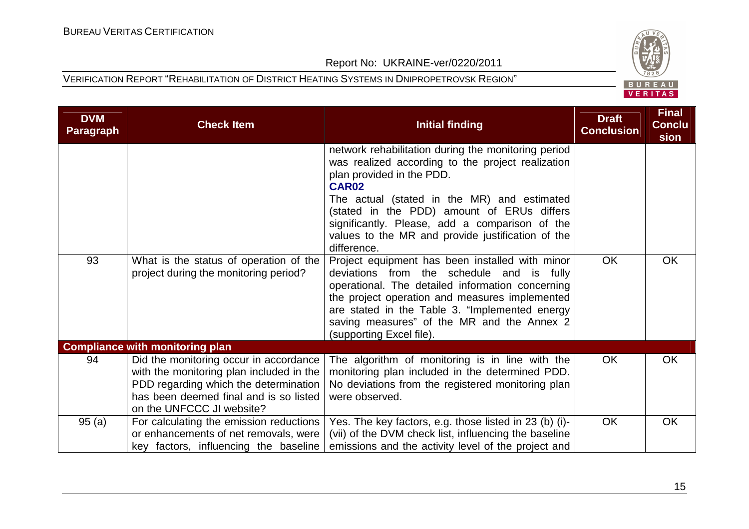| DVM Paragraph | Check Item | Initial finding | Draft Conclusion | Final Conclusion |
|---|---|---|---|---|
| | | network rehabilitation during the monitoring period was realized according to the project realization plan provided in the PDD. **CAR02** The actual (stated in the MR) and estimated (stated in the PDD) amount of ERUs differs significantly. Please, add a comparison of the values to the MR and provide justification of the difference. | | |
| 93 | What is the status of operation of the project during the monitoring period? | Project equipment has been installed with minor deviations from the schedule and is fully operational. The detailed information concerning the project operation and measures implemented are stated in the Table 3. "Implemented energy saving measures" of the MR and the Annex 2 (supporting Excel file). | OK | OK |
| **Compliance with monitoring plan** | | | | |
| 94 | Did the monitoring occur in accordance with the monitoring plan included in the PDD regarding which the determination has been deemed final and is so listed on the UNFCCC JI website? | The algorithm of monitoring is in line with the monitoring plan included in the determined PDD. No deviations from the registered monitoring plan were observed. | OK | OK |
| 95 (a) | For calculating the emission reductions or enhancements of net removals, were key factors, influencing the baseline | Yes. The key factors, e.g. those listed in 23 (b) (i)-(vii) of the DVM check list, influencing the baseline emissions and the activity level of the project and | OK | OK |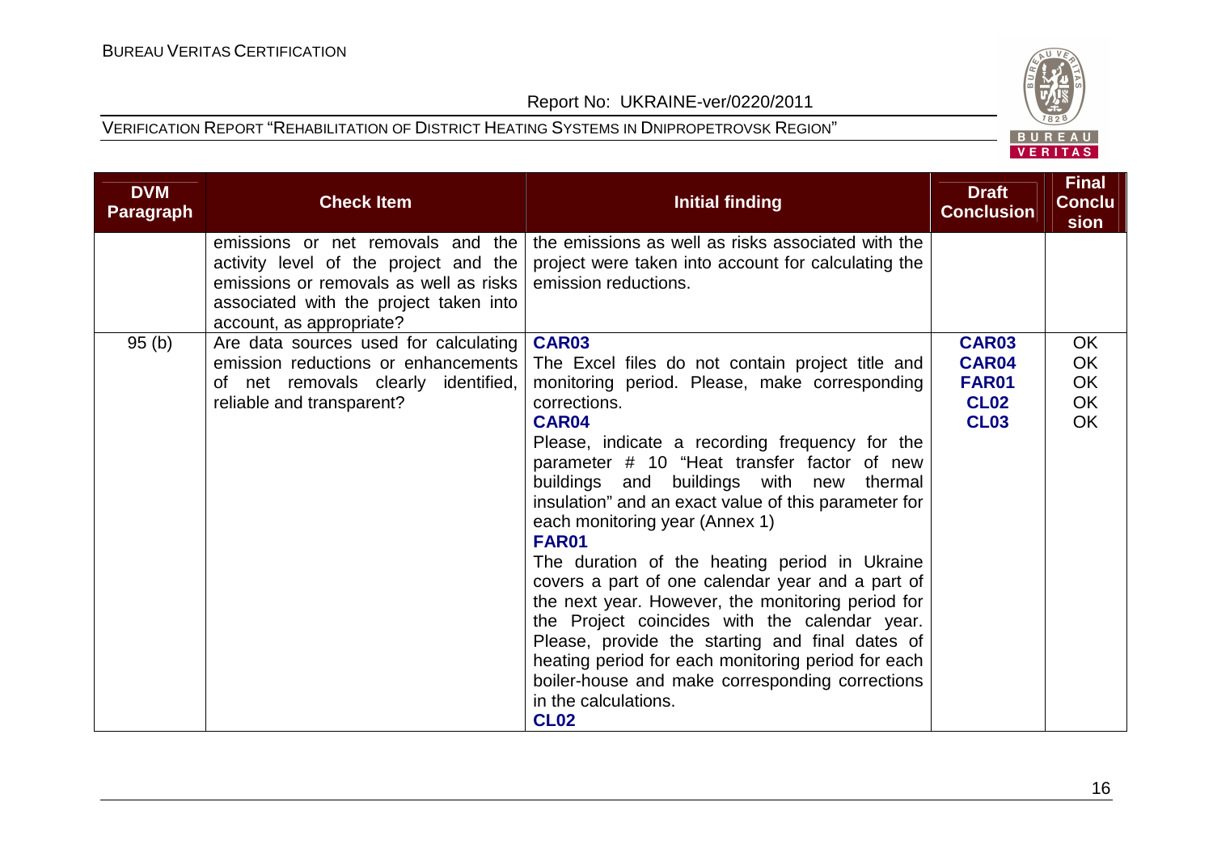| DVM Paragraph | Check Item | Initial finding | Draft Conclusion | Final Conclusion |
|---|---|---|---|---|
| | emissions or net removals and the activity level of the project and the emissions or removals as well as risks associated with the project taken into account, as appropriate? | the emissions as well as risks associated with the project were taken into account for calculating the emission reductions. | | |
| 95 (b) | Are data sources used for calculating emission reductions or enhancements of net removals clearly identified, reliable and transparent? | **CAR03**<br>The Excel files do not contain project title and monitoring period. Please, make corresponding corrections.<br>**CAR04**<br>Please, indicate a recording frequency for the parameter # 10 "Heat transfer factor of new buildings and buildings with new thermal insulation" and an exact value of this parameter for each monitoring year (Annex 1)<br>**FAR01**<br>The duration of the heating period in Ukraine covers a part of one calendar year and a part of the next year. However, the monitoring period for the Project coincides with the calendar year. Please, provide the starting and final dates of heating period for each monitoring period for each boiler-house and make corresponding corrections in the calculations.<br>**CL02** | **CAR03**<br>**CAR04**<br>**FAR01**<br>**CL02**<br>**CL03** | OK<br>OK<br>OK<br>OK<br>OK |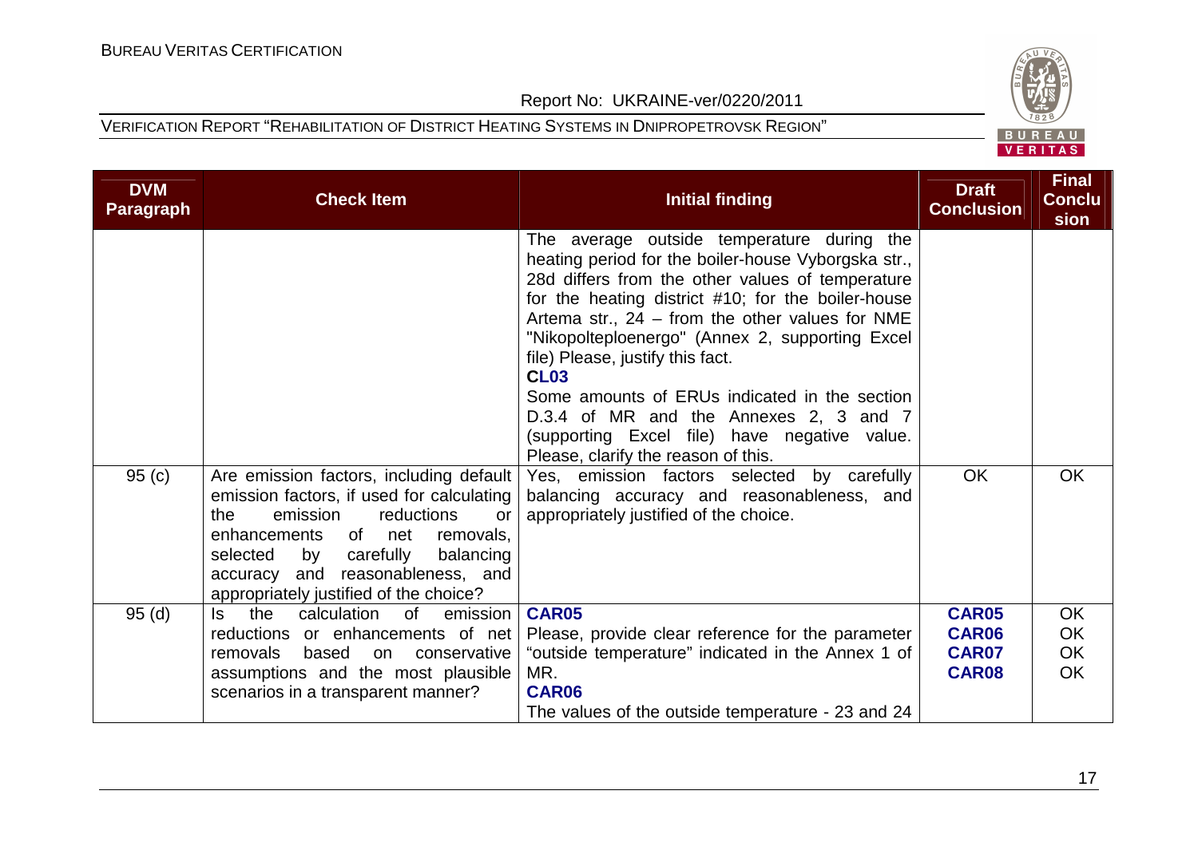| DVM Paragraph | Check Item | Initial finding | Draft Conclusion | Final Conclusion |
|---|---|---|---|---|
| | | The average outside temperature during the heating period for the boiler-house Vyborgska str., 28d differs from the other values of temperature for the heating district #10; for the boiler-house Artema str., 24 – from the other values for NME "Nikopolteploenergo" (Annex 2, supporting Excel file) Please, justify this fact.<br>**CL03**<br>Some amounts of ERUs indicated in the section D.3.4 of MR and the Annexes 2, 3 and 7 (supporting Excel file) have negative value. Please, clarify the reason of this. | | |
| 95 (c) | Are emission factors, including default emission factors, if used for calculating the emission reductions or enhancements of net removals, selected by carefully balancing accuracy and reasonableness, and appropriately justified of the choice? | Yes, emission factors selected by carefully balancing accuracy and reasonableness, and appropriately justified of the choice. | OK | OK |
| 95 (d) | Is the calculation of emission reductions or enhancements of net removals based on conservative assumptions and the most plausible scenarios in a transparent manner? | **CAR05**<br>Please, provide clear reference for the parameter "outside temperature" indicated in the Annex 1 of MR.<br>**CAR06**<br>The values of the outside temperature - 23 and 24 | **CAR05**<br>**CAR06**<br>**CAR07**<br>**CAR08** | OK<br>OK<br>OK<br>OK |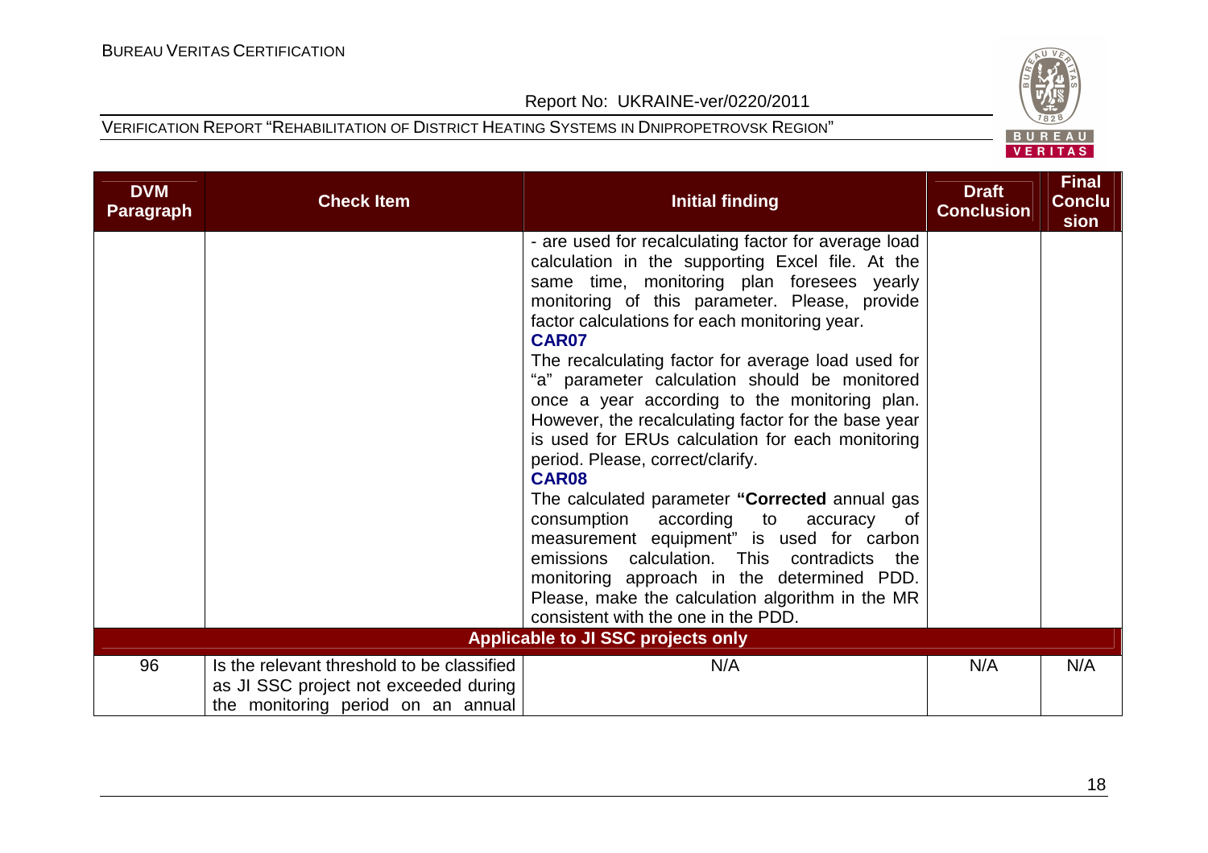| DVM Paragraph | Check Item | Initial finding | Draft Conclusion | Final Conclusion |
|---|---|---|---|---|
| | | - are used for recalculating factor for average load calculation in the supporting Excel file. At the same time, monitoring plan foresees yearly monitoring of this parameter. Please, provide factor calculations for each monitoring year.<br>**CAR07**<br>The recalculating factor for average load used for "a" parameter calculation should be monitored once a year according to the monitoring plan. However, the recalculating factor for the base year is used for ERUs calculation for each monitoring period. Please, correct/clarify.<br>**CAR08**<br>The calculated parameter **"Corrected** annual gas consumption according to accuracy of measurement equipment" is used for carbon emissions calculation. This contradicts the monitoring approach in the determined PDD. Please, make the calculation algorithm in the MR consistent with the one in the PDD. | | |
| | | **Applicable to JI SSC projects only** | | |
| 96 | Is the relevant threshold to be classified as JI SSC project not exceeded during the monitoring period on an annual | N/A | N/A | N/A |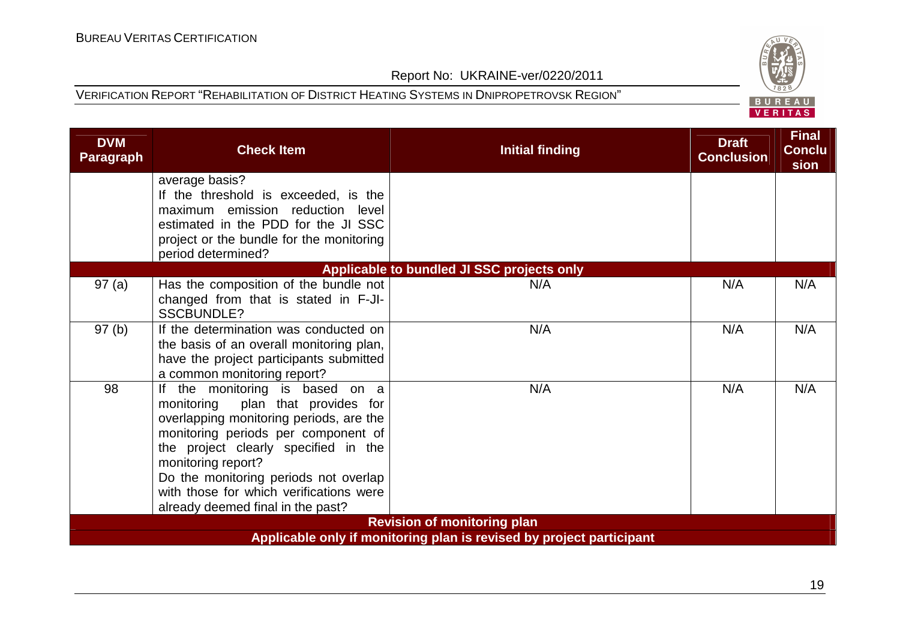| DVM Paragraph | Check Item | Initial finding | Draft Conclusion | Final Conclusion |
|---|---|---|---|---|
| | average basis? If the threshold is exceeded, is the maximum emission reduction level estimated in the PDD for the JI SSC project or the bundle for the monitoring period determined? | | | |
| **Applicable to bundled JI SSC projects only** | | | | |
| 97 (a) | Has the composition of the bundle not changed from that is stated in F-JI-SSCBUNDLE? | N/A | N/A | N/A |
| 97 (b) | If the determination was conducted on the basis of an overall monitoring plan, have the project participants submitted a common monitoring report? | N/A | N/A | N/A |
| 98 | If the monitoring is based on a monitoring plan that provides for overlapping monitoring periods, are the monitoring periods per component of the project clearly specified in the monitoring report? Do the monitoring periods not overlap with those for which verifications were already deemed final in the past? | N/A | N/A | N/A |
| **Revision of monitoring plan** | | | | |
| **Applicable only if monitoring plan is revised by project participant** | | | | |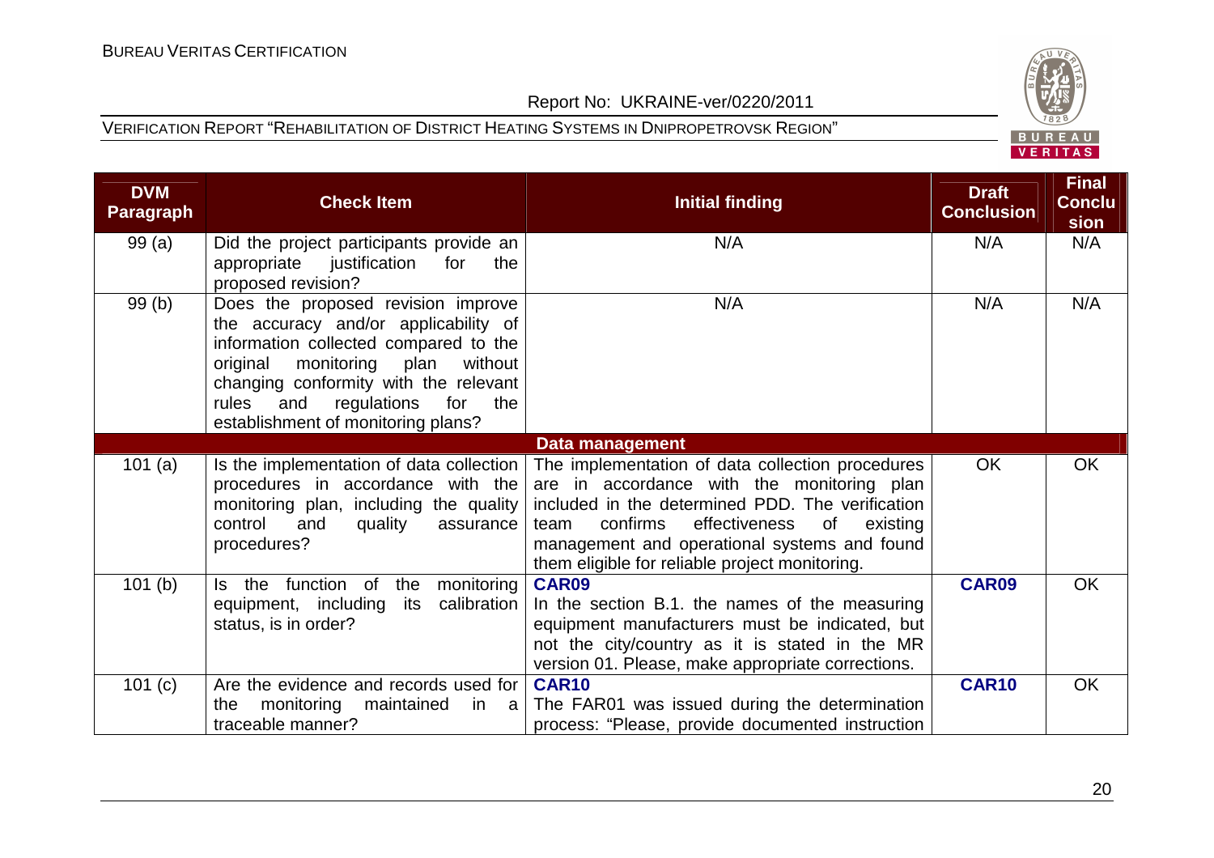| DVM Paragraph | Check Item | Initial finding | Draft Conclusion | Final Conclusion |
|---|---|---|---|---|
| 99 (a) | Did the project participants provide an appropriate justification for the proposed revision? | N/A | N/A | N/A |
| 99 (b) | Does the proposed revision improve the accuracy and/or applicability of information collected compared to the original monitoring plan without changing conformity with the relevant rules and regulations for the establishment of monitoring plans? | N/A | N/A | N/A |
| | | **Data management** | | |
| 101 (a) | Is the implementation of data collection procedures in accordance with the monitoring plan, including the quality control and quality assurance procedures? | The implementation of data collection procedures are in accordance with the monitoring plan included in the determined PDD. The verification team confirms effectiveness of existing management and operational systems and found them eligible for reliable project monitoring. | OK | OK |
| 101 (b) | Is the function of the monitoring equipment, including its calibration status, is in order? | **CAR09** In the section B.1. the names of the measuring equipment manufacturers must be indicated, but not the city/country as it is stated in the MR version 01. Please, make appropriate corrections. | **CAR09** | OK |
| 101 (c) | Are the evidence and records used for the monitoring maintained in a traceable manner? | **CAR10** The FAR01 was issued during the determination process: "Please, provide documented instruction | **CAR10** | OK |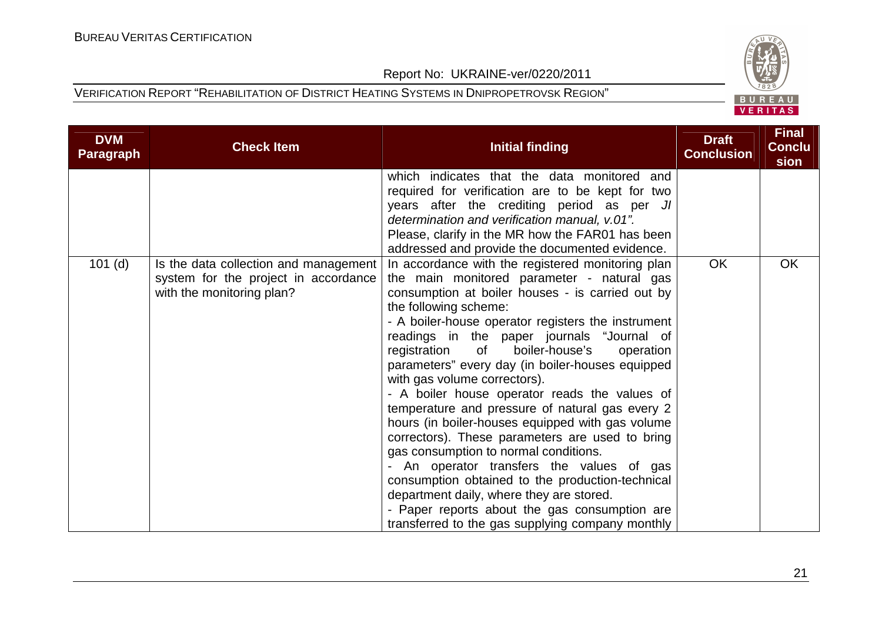| DVM Paragraph | Check Item | Initial finding | Draft Conclusion | Final Conclusion |
|---|---|---|---|---|
| | | which indicates that the data monitored and required for verification are to be kept for two years after the crediting period as per *JI determination and verification manual, v.01".* Please, clarify in the MR how the FAR01 has been addressed and provide the documented evidence. | | |
| 101 (d) | Is the data collection and management system for the project in accordance with the monitoring plan? | In accordance with the registered monitoring plan the main monitored parameter - natural gas consumption at boiler houses - is carried out by the following scheme:<br>- A boiler-house operator registers the instrument readings in the paper journals "Journal of registration of boiler-house's operation parameters" every day (in boiler-houses equipped with gas volume correctors).<br>- A boiler house operator reads the values of temperature and pressure of natural gas every 2 hours (in boiler-houses equipped with gas volume correctors). These parameters are used to bring gas consumption to normal conditions.<br>- An operator transfers the values of gas consumption obtained to the production-technical department daily, where they are stored.<br>- Paper reports about the gas consumption are transferred to the gas supplying company monthly | OK | OK |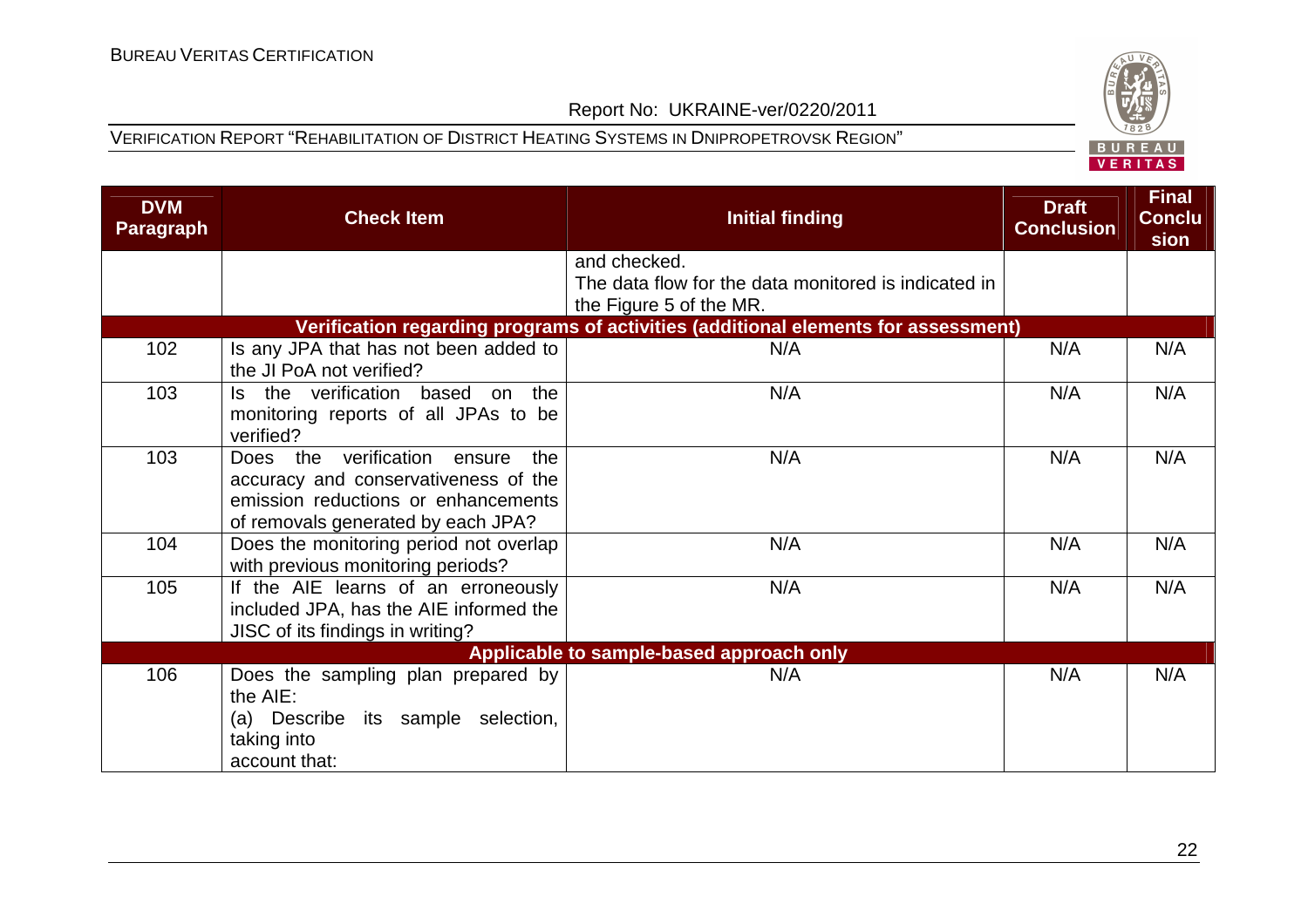| DVM Paragraph | Check Item | Initial finding | Draft Conclusion | Final Conclusion |
|---|---|---|---|---|
| | | and checked.<br>The data flow for the data monitored is indicated in the Figure 5 of the MR. | | |
| **Verification regarding programs of activities (additional elements for assessment)** | | | | |
| 102 | Is any JPA that has not been added to the JI PoA not verified? | N/A | N/A | N/A |
| 103 | Is the verification based on the monitoring reports of all JPAs to be verified? | N/A | N/A | N/A |
| 103 | Does the verification ensure the accuracy and conservativeness of the emission reductions or enhancements of removals generated by each JPA? | N/A | N/A | N/A |
| 104 | Does the monitoring period not overlap with previous monitoring periods? | N/A | N/A | N/A |
| 105 | If the AIE learns of an erroneously included JPA, has the AIE informed the JISC of its findings in writing? | N/A | N/A | N/A |
| **Applicable to sample-based approach only** | | | | |
| 106 | Does the sampling plan prepared by the AIE:<br>(a) Describe its sample selection, taking into account that: | N/A | N/A | N/A |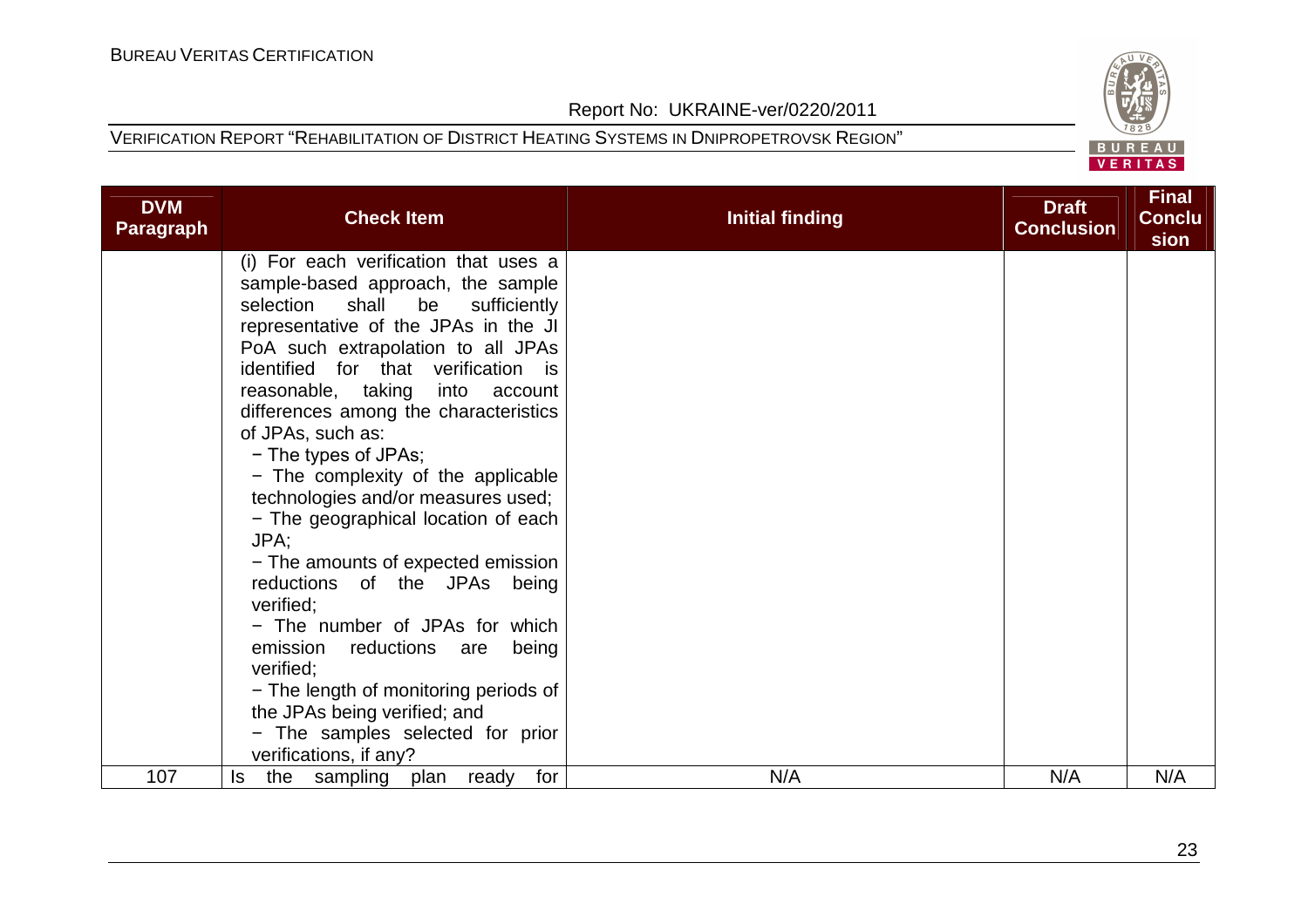| DVM Paragraph | Check Item | Initial finding | Draft Conclusion | Final Conclusion |
|---|---|---|---|---|
| | (i) For each verification that uses a sample-based approach, the sample selection shall be sufficiently representative of the JPAs in the JI PoA such extrapolation to all JPAs identified for that verification is reasonable, taking into account differences among the characteristics of JPAs, such as:<br>− The types of JPAs;<br>− The complexity of the applicable technologies and/or measures used;<br>− The geographical location of each JPA;<br>− The amounts of expected emission reductions of the JPAs being verified;<br>− The number of JPAs for which emission reductions are being verified;<br>− The length of monitoring periods of the JPAs being verified; and<br>− The samples selected for prior verifications, if any? | | | |
| 107 | Is the sampling plan ready for | N/A | N/A | N/A |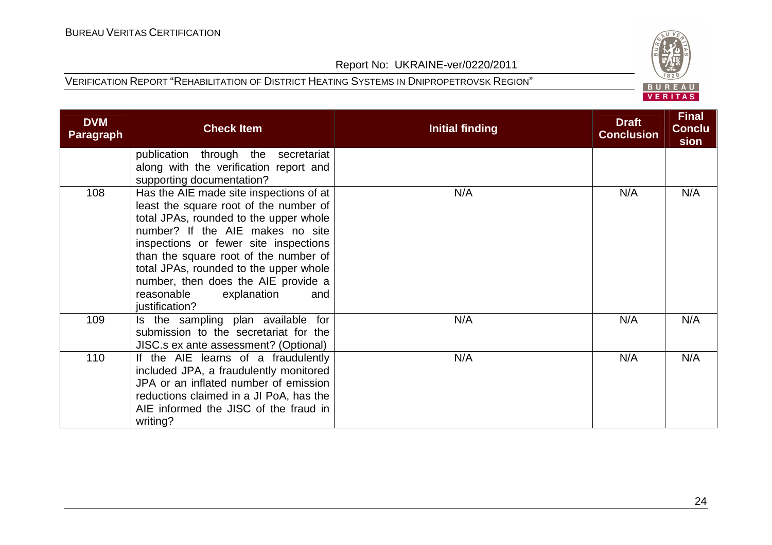| DVM Paragraph | Check Item | Initial finding | Draft Conclusion | Final Conclusion |
|---|---|---|---|---|
| | publication through the secretariat along with the verification report and supporting documentation? | | | |
| 108 | Has the AIE made site inspections of at least the square root of the number of total JPAs, rounded to the upper whole number? If the AIE makes no site inspections or fewer site inspections than the square root of the number of total JPAs, rounded to the upper whole number, then does the AIE provide a reasonable explanation and justification? | N/A | N/A | N/A |
| 109 | Is the sampling plan available for submission to the secretariat for the JISC.s ex ante assessment? (Optional) | N/A | N/A | N/A |
| 110 | If the AIE learns of a fraudulently included JPA, a fraudulently monitored JPA or an inflated number of emission reductions claimed in a JI PoA, has the AIE informed the JISC of the fraud in writing? | N/A | N/A | N/A |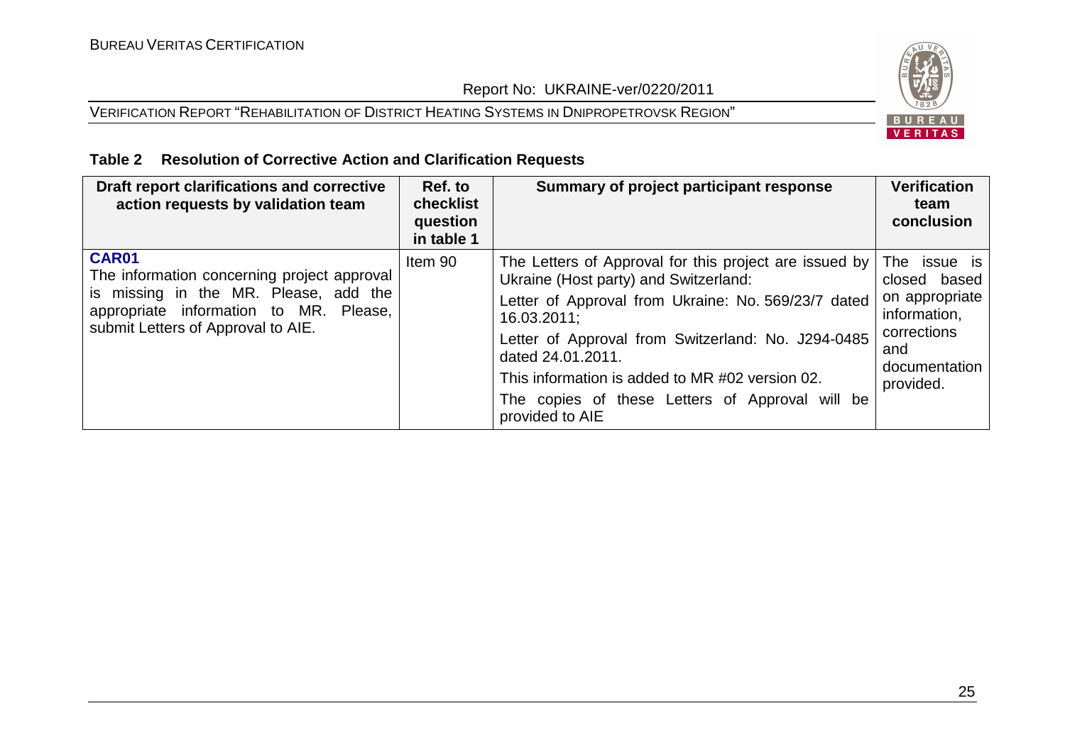**Table 2 Resolution of Corrective Action and Clarification Requests**

| Draft report clarifications and corrective action requests by validation team | Ref. to checklist question in table 1 | Summary of project participant response | Verification team conclusion |
|---|---|---|---|
| **CAR01**<br>The information concerning project approval is missing in the MR. Please, add the appropriate information to MR. Please, submit Letters of Approval to AIE. | Item 90 | The Letters of Approval for this project are issued by Ukraine (Host party) and Switzerland:<br>Letter of Approval from Ukraine: No. 569/23/7 dated 16.03.2011;<br>Letter of Approval from Switzerland: No. J294-0485 dated 24.01.2011.<br>This information is added to MR #02 version 02.<br>The copies of these Letters of Approval will be provided to AIE | The issue is closed based on appropriate information, corrections and documentation provided. |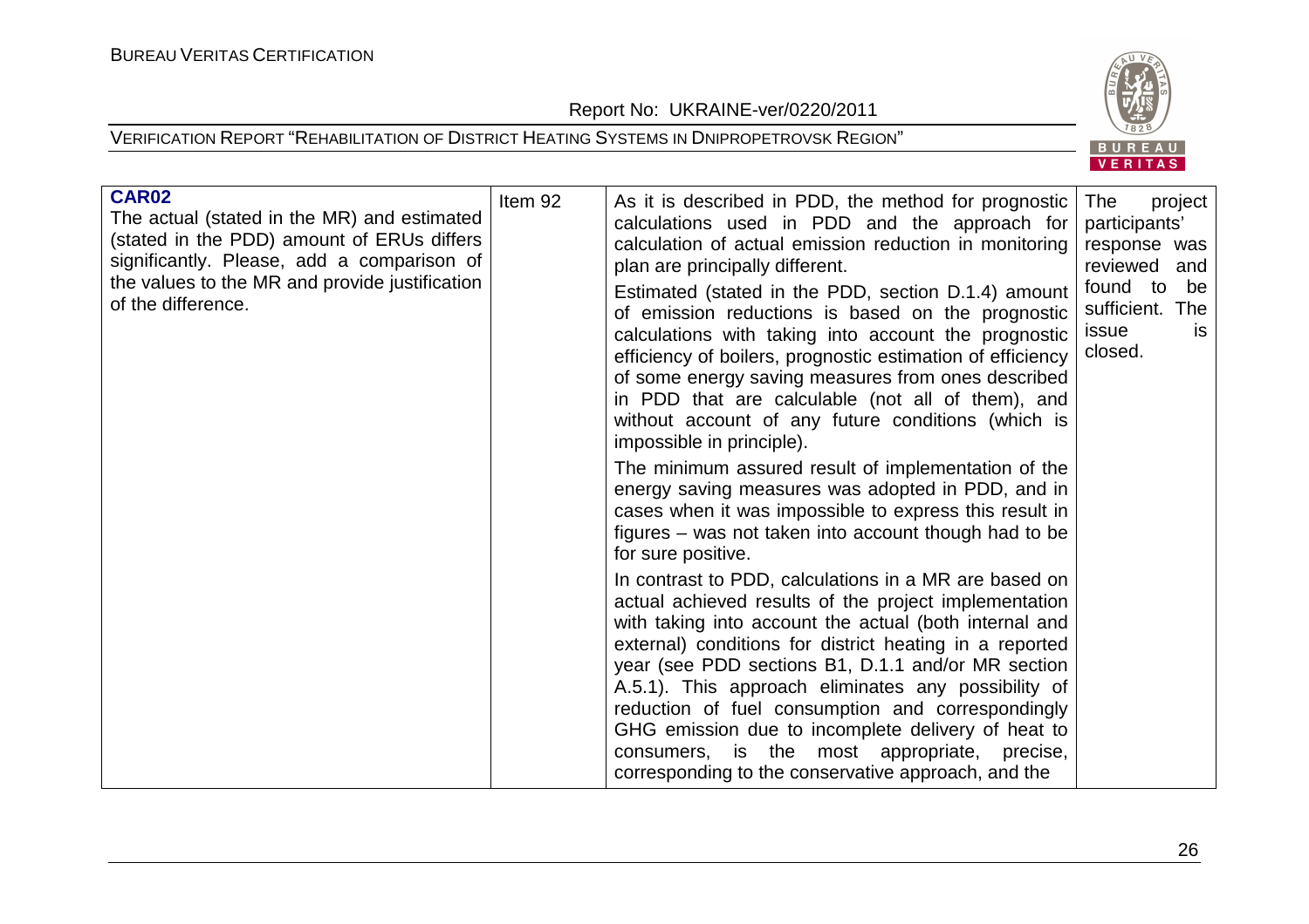| **CAR02** The actual (stated in the MR) and estimated (stated in the PDD) amount of ERUs differs significantly. Please, add a comparison of the values to the MR and provide justification of the difference. | Item 92 | As it is described in PDD, the method for prognostic calculations used in PDD and the approach for calculation of actual emission reduction in monitoring plan are principally different.<br><br>Estimated (stated in the PDD, section D.1.4) amount of emission reductions is based on the prognostic calculations with taking into account the prognostic efficiency of boilers, prognostic estimation of efficiency of some energy saving measures from ones described in PDD that are calculable (not all of them), and without account of any future conditions (which is impossible in principle).<br><br>The minimum assured result of implementation of the energy saving measures was adopted in PDD, and in cases when it was impossible to express this result in figures – was not taken into account though had to be for sure positive.<br><br>In contrast to PDD, calculations in a MR are based on actual achieved results of the project implementation with taking into account the actual (both internal and external) conditions for district heating in a reported year (see PDD sections B1, D.1.1 and/or MR section A.5.1). This approach eliminates any possibility of reduction of fuel consumption and correspondingly GHG emission due to incomplete delivery of heat to consumers, is the most appropriate, precise, corresponding to the conservative approach, and the | The project participants' response was reviewed and found to be sufficient. The issue is closed. |
|---|---|---|---|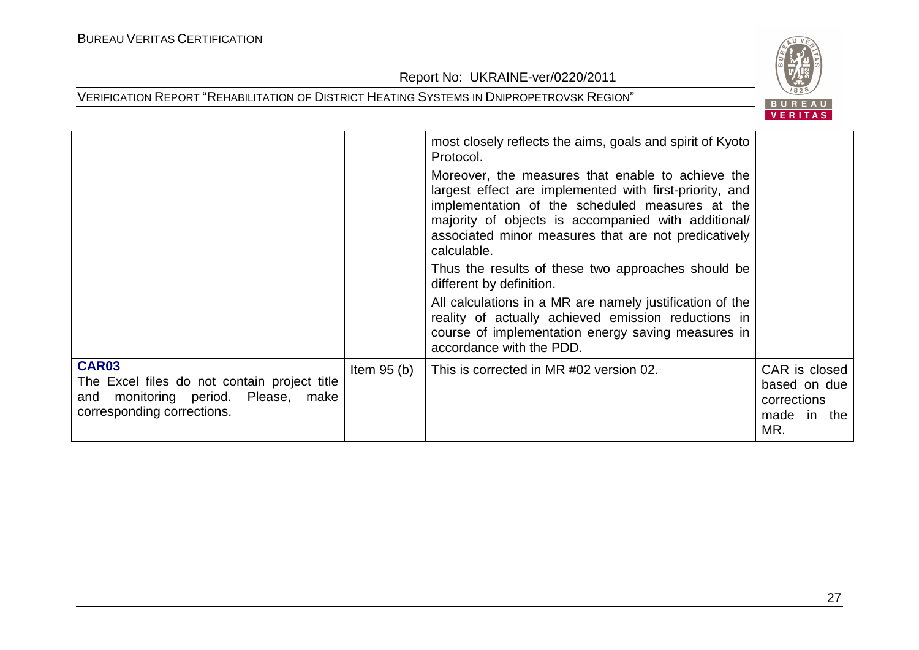| | | | |
|---|---|---|---|
| | | most closely reflects the aims, goals and spirit of Kyoto Protocol.<br><br>Moreover, the measures that enable to achieve the largest effect are implemented with first-priority, and implementation of the scheduled measures at the majority of objects is accompanied with additional/ associated minor measures that are not predicatively calculable.<br><br>Thus the results of these two approaches should be different by definition.<br><br>All calculations in a MR are namely justification of the reality of actually achieved emission reductions in course of implementation energy saving measures in accordance with the PDD. | |
| **CAR03**<br>The Excel files do not contain project title and monitoring period. Please, make corresponding corrections. | Item 95 (b) | This is corrected in MR #02 version 02. | CAR is closed based on due corrections made in the MR. |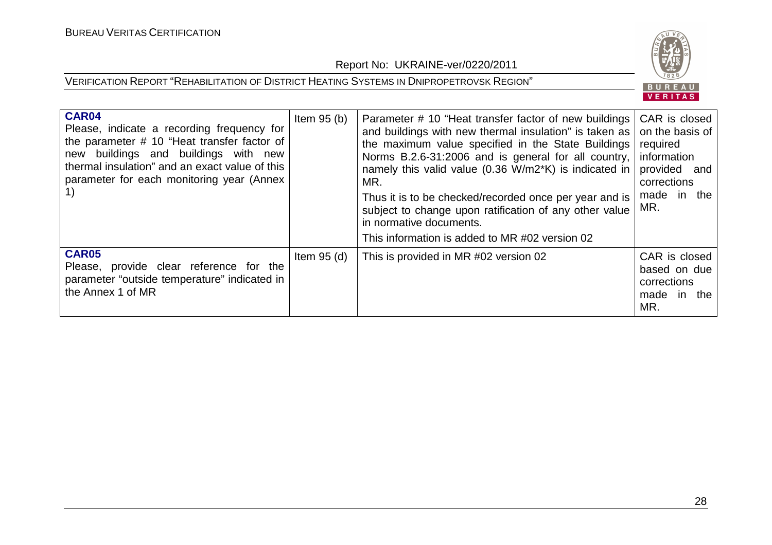| | | | |
|---|---|---|---|
| **CAR04**<br>Please, indicate a recording frequency for the parameter # 10 "Heat transfer factor of new buildings and buildings with new thermal insulation" and an exact value of this parameter for each monitoring year (Annex 1) | Item 95 (b) | Parameter # 10 "Heat transfer factor of new buildings and buildings with new thermal insulation" is taken as the maximum value specified in the State Buildings Norms B.2.6-31:2006 and is general for all country, namely this valid value (0.36 W/m2*K) is indicated in MR.<br>Thus it is to be checked/recorded once per year and is subject to change upon ratification of any other value in normative documents.<br>This information is added to MR #02 version 02 | CAR is closed on the basis of required information provided and corrections made in the MR. |
| **CAR05**<br>Please, provide clear reference for the parameter "outside temperature" indicated in the Annex 1 of MR | Item 95 (d) | This is provided in MR #02 version 02 | CAR is closed based on due corrections made in the MR. |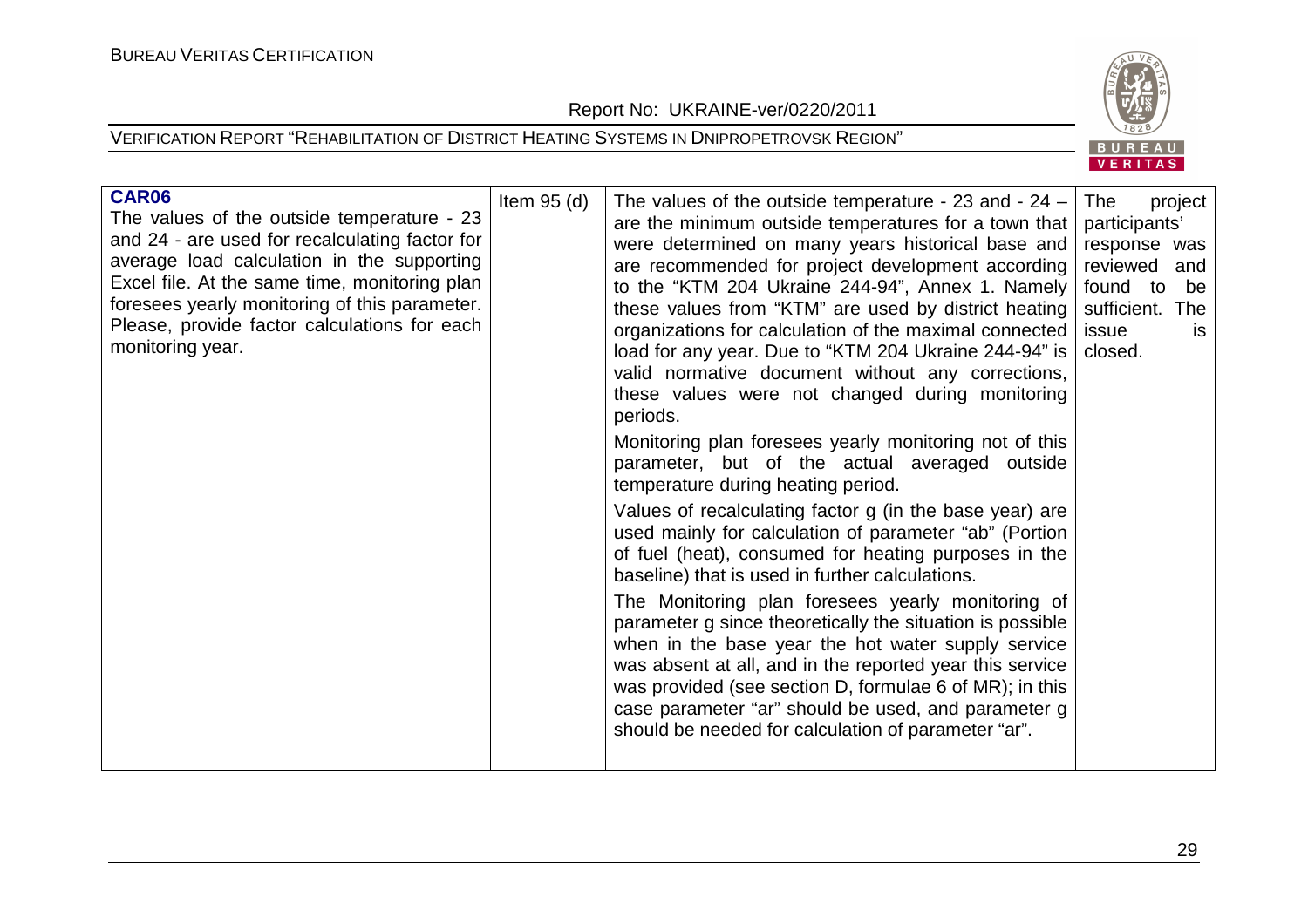| **CAR06** The values of the outside temperature - 23 and 24 - are used for recalculating factor for average load calculation in the supporting Excel file. At the same time, monitoring plan foresees yearly monitoring of this parameter. Please, provide factor calculations for each monitoring year. | Item 95 (d) | The values of the outside temperature - 23 and - 24 – are the minimum outside temperatures for a town that were determined on many years historical base and are recommended for project development according to the "KTM 204 Ukraine 244-94", Annex 1. Namely these values from "KTM" are used by district heating organizations for calculation of the maximal connected load for any year. Due to "KTM 204 Ukraine 244-94" is valid normative document without any corrections, these values were not changed during monitoring periods.<br><br>Monitoring plan foresees yearly monitoring not of this parameter, but of the actual averaged outside temperature during heating period.<br><br>Values of recalculating factor g (in the base year) are used mainly for calculation of parameter "ab" (Portion of fuel (heat), consumed for heating purposes in the baseline) that is used in further calculations.<br><br>The Monitoring plan foresees yearly monitoring of parameter g since theoretically the situation is possible when in the base year the hot water supply service was absent at all, and in the reported year this service was provided (see section D, formulae 6 of MR); in this case parameter "ar" should be used, and parameter g should be needed for calculation of parameter "ar". | The project participants' response was reviewed and found to be sufficient. The issue is closed. |
|---|---|---|---|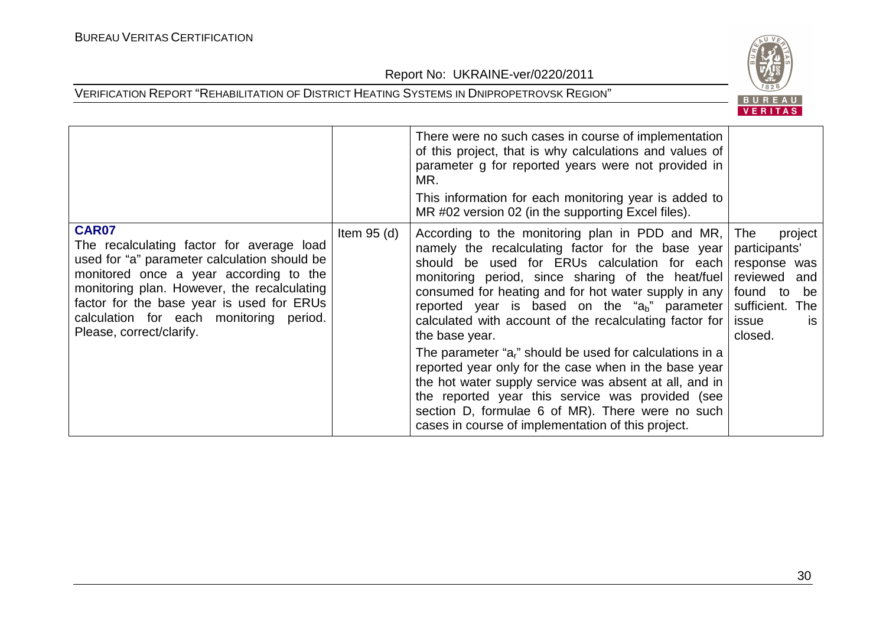|  |  |  |  |
|---|---|---|---|
|  |  | There were no such cases in course of implementation of this project, that is why calculations and values of parameter g for reported years were not provided in MR.<br><br>This information for each monitoring year is added to MR #02 version 02 (in the supporting Excel files). |  |
| **CAR07**<br>The recalculating factor for average load used for "a" parameter calculation should be monitored once a year according to the monitoring plan. However, the recalculating factor for the base year is used for ERUs calculation for each monitoring period. Please, correct/clarify. | Item 95 (d) | According to the monitoring plan in PDD and MR, namely the recalculating factor for the base year should be used for ERUs calculation for each monitoring period, since sharing of the heat/fuel consumed for heating and for hot water supply in any reported year is based on the "$a_b$" parameter calculated with account of the recalculating factor for the base year.<br><br>The parameter "$a_r$" should be used for calculations in a reported year only for the case when in the base year the hot water supply service was absent at all, and in the reported year this service was provided (see section D, formulae 6 of MR). There were no such cases in course of implementation of this project. | The project participants' response was reviewed and found to be sufficient. The issue is closed. |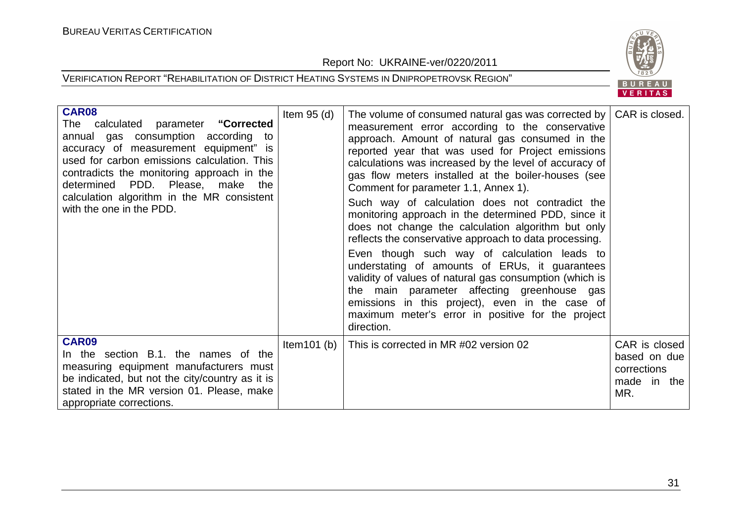| | | | |
|---|---|---|---|
| **CAR08**<br>The calculated parameter **"Corrected annual gas consumption according to accuracy of measurement equipment"** is used for carbon emissions calculation. This contradicts the monitoring approach in the determined PDD. Please, make the calculation algorithm in the MR consistent with the one in the PDD. | Item 95 (d) | The volume of consumed natural gas was corrected by measurement error according to the conservative approach. Amount of natural gas consumed in the reported year that was used for Project emissions calculations was increased by the level of accuracy of gas flow meters installed at the boiler-houses (see Comment for parameter 1.1, Annex 1).<br>Such way of calculation does not contradict the monitoring approach in the determined PDD, since it does not change the calculation algorithm but only reflects the conservative approach to data processing.<br>Even though such way of calculation leads to understating of amounts of ERUs, it guarantees validity of values of natural gas consumption (which is the main parameter affecting greenhouse gas emissions in this project), even in the case of maximum meter's error in positive for the project direction. | CAR is closed. |
| **CAR09**<br>In the section B.1. the names of the measuring equipment manufacturers must be indicated, but not the city/country as it is stated in the MR version 01. Please, make appropriate corrections. | Item101 (b) | This is corrected in MR #02 version 02 | CAR is closed based on due corrections made in the MR. |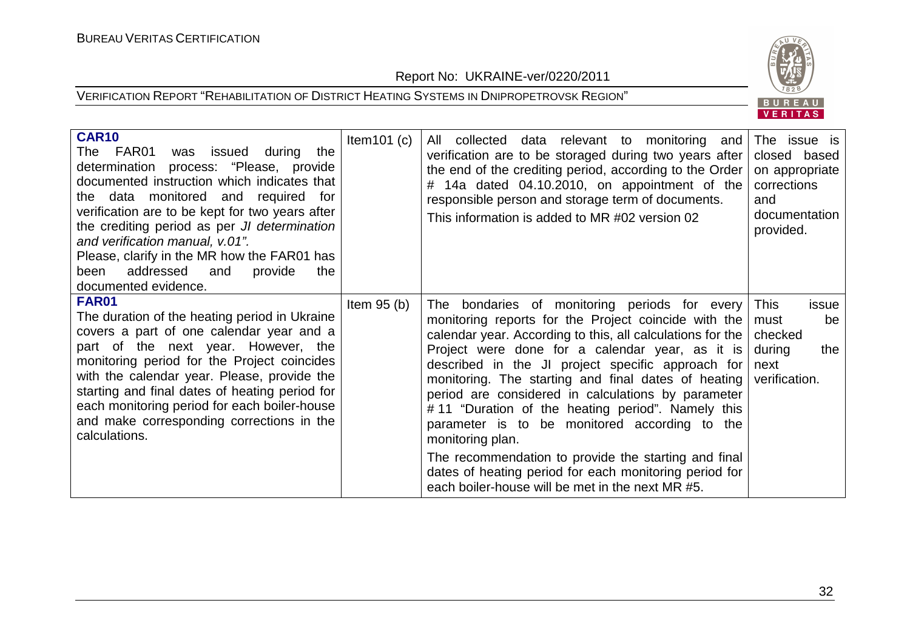| | | | |
|---|---|---|---|
| **CAR10**<br>The FAR01 was issued during the determination process: "Please, provide documented instruction which indicates that the data monitored and required for verification are to be kept for two years after the crediting period as per *JI determination and verification manual, v.01".*<br>Please, clarify in the MR how the FAR01 has been addressed and provide the documented evidence. | Item101 (c) | All collected data relevant to monitoring and verification are to be storaged during two years after the end of the crediting period, according to the Order # 14a dated 04.10.2010, on appointment of the responsible person and storage term of documents.<br>This information is added to MR #02 version 02 | The issue is closed based on appropriate corrections and documentation provided. |
| **FAR01**<br>The duration of the heating period in Ukraine covers a part of one calendar year and a part of the next year. However, the monitoring period for the Project coincides with the calendar year. Please, provide the starting and final dates of heating period for each monitoring period for each boiler-house and make corresponding corrections in the calculations. | Item 95 (b) | The bondaries of monitoring periods for every monitoring reports for the Project coincide with the calendar year. According to this, all calculations for the Project were done for a calendar year, as it is described in the JI project specific approach for monitoring. The starting and final dates of heating period are considered in calculations by parameter # 11 "Duration of the heating period". Namely this parameter is to be monitored according to the monitoring plan.<br>The recommendation to provide the starting and final dates of heating period for each monitoring period for each boiler-house will be met in the next MR #5. | This issue must be checked during the next verification. |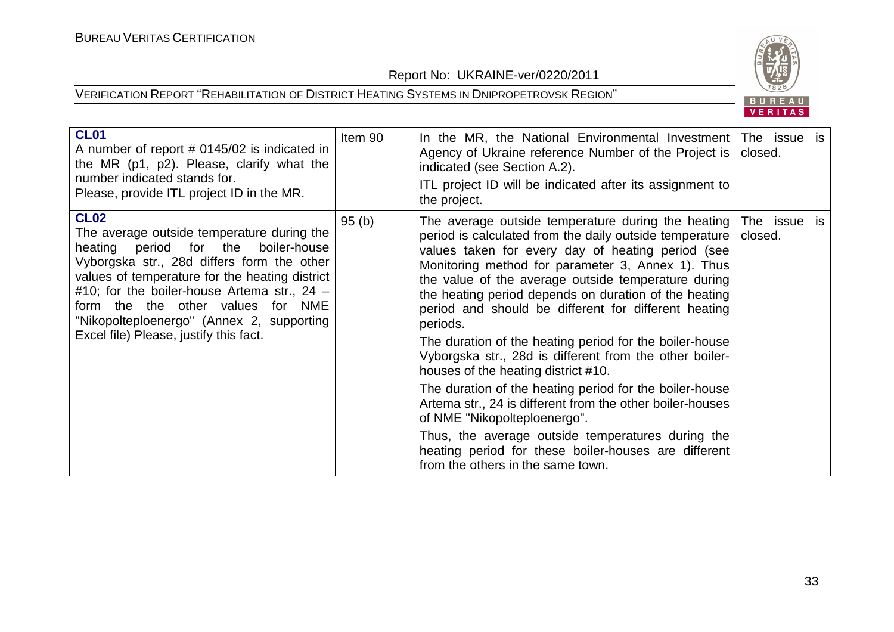| **CL01** A number of report # 0145/02 is indicated in the MR (p1, p2). Please, clarify what the number indicated stands for. Please, provide ITL project ID in the MR. | Item 90 | In the MR, the National Environmental Investment Agency of Ukraine reference Number of the Project is indicated (see Section A.2). ITL project ID will be indicated after its assignment to the project. | The issue is closed. |
|---|---|---|---|
| **CL02** The average outside temperature during the heating period for the boiler-house Vyborgska str., 28d differs form the other values of temperature for the heating district #10; for the boiler-house Artema str., 24 – form the the other values for NME "Nikopolteploenergo" (Annex 2, supporting Excel file) Please, justify this fact. | 95 (b) | The average outside temperature during the heating period is calculated from the daily outside temperature values taken for every day of heating period (see Monitoring method for parameter 3, Annex 1). Thus the value of the average outside temperature during the heating period depends on duration of the heating period and should be different for different heating periods. The duration of the heating period for the boiler-house Vyborgska str., 28d is different from the other boiler-houses of the heating district #10. The duration of the heating period for the boiler-house Artema str., 24 is different from the other boiler-houses of NME "Nikopolteploenergo". Thus, the average outside temperatures during the heating period for these boiler-houses are different from the others in the same town. | The issue is closed. |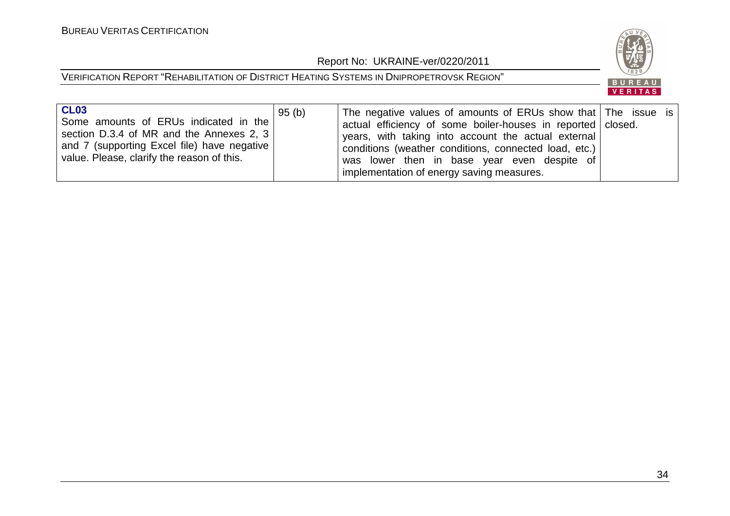| | | | |
|---|---|---|---|
| **CL03** Some amounts of ERUs indicated in the section D.3.4 of MR and the Annexes 2, 3 and 7 (supporting Excel file) have negative value. Please, clarify the reason of this. | 95 (b) | The negative values of amounts of ERUs show that actual efficiency of some boiler-houses in reported years, with taking into account the actual external conditions (weather conditions, connected load, etc.) was lower then in base year even despite of implementation of energy saving measures. | The issue is closed. |